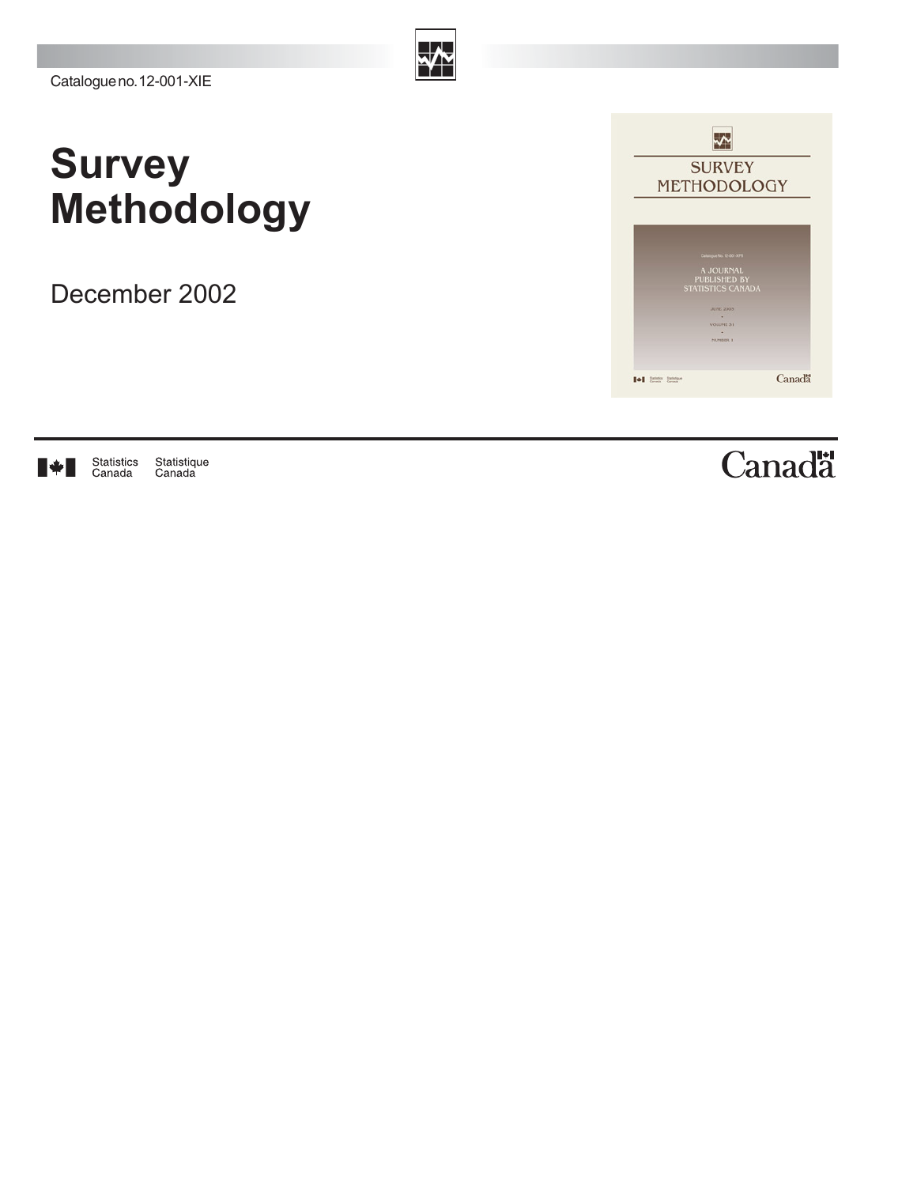Catalogue no. 12-001-XIE

# Survey Methodology

December 2002

Statistics Canada Statistique Canada

Canada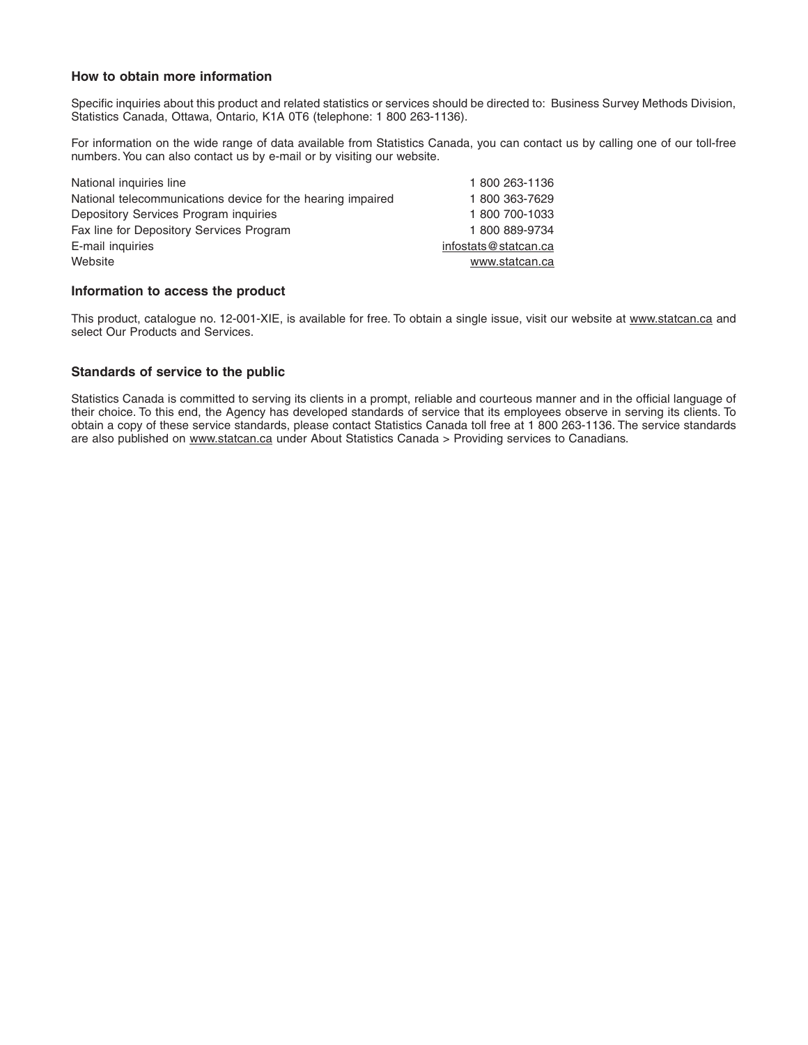## How to obtain more information

Specific inquiries about this product and related statistics or services should be directed to: Business Survey Methods Division, Statistics Canada, Ottawa, Ontario, K1A 0T6 (telephone: 1 800 263-1136).

For information on the wide range of data available from Statistics Canada, you can contact us by calling one of our toll-free numbers. You can also contact us by e-mail or by visiting our website.

| | |
|---|---|
| National inquiries line | 1 800 263-1136 |
| National telecommunications device for the hearing impaired | 1 800 363-7629 |
| Depository Services Program inquiries | 1 800 700-1033 |
| Fax line for Depository Services Program | 1 800 889-9734 |
| E-mail inquiries | infostats@statcan.ca |
| Website | www.statcan.ca |

## Information to access the product

This product, catalogue no. 12-001-XIE, is available for free. To obtain a single issue, visit our website at www.statcan.ca and select Our Products and Services.

## Standards of service to the public

Statistics Canada is committed to serving its clients in a prompt, reliable and courteous manner and in the official language of their choice. To this end, the Agency has developed standards of service that its employees observe in serving its clients. To obtain a copy of these service standards, please contact Statistics Canada toll free at 1 800 263-1136. The service standards are also published on www.statcan.ca under About Statistics Canada > Providing services to Canadians.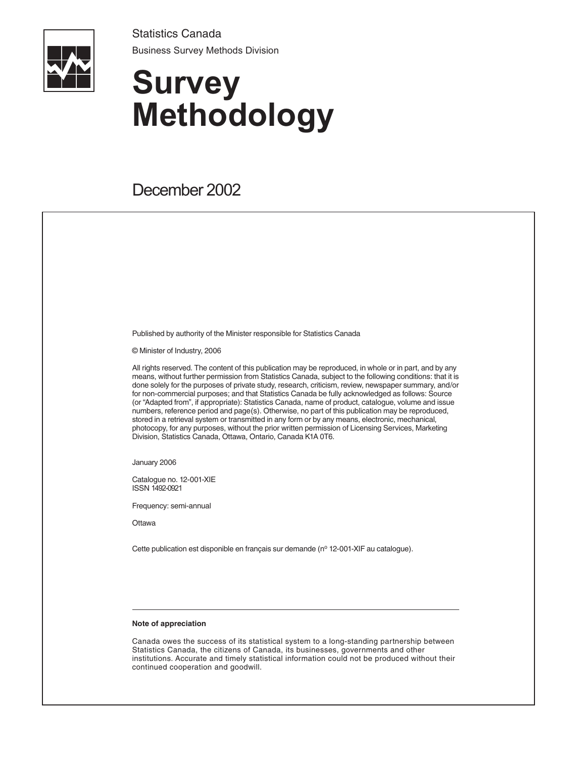Statistics Canada

Business Survey Methods Division

# Survey Methodology

December 2002

Published by authority of the Minister responsible for Statistics Canada

© Minister of Industry, 2006

All rights reserved. The content of this publication may be reproduced, in whole or in part, and by any means, without further permission from Statistics Canada, subject to the following conditions: that it is done solely for the purposes of private study, research, criticism, review, newspaper summary, and/or for non-commercial purposes; and that Statistics Canada be fully acknowledged as follows: Source (or "Adapted from", if appropriate): Statistics Canada, name of product, catalogue, volume and issue numbers, reference period and page(s). Otherwise, no part of this publication may be reproduced, stored in a retrieval system or transmitted in any form or by any means, electronic, mechanical, photocopy, for any purposes, without the prior written permission of Licensing Services, Marketing Division, Statistics Canada, Ottawa, Ontario, Canada K1A 0T6.

January 2006

Catalogue no. 12-001-XIE
ISSN 1492-0921

Frequency: semi-annual

Ottawa

Cette publication est disponible en français sur demande (nº 12-001-XIF au catalogue).

---

**Note of appreciation**

Canada owes the success of its statistical system to a long-standing partnership between Statistics Canada, the citizens of Canada, its businesses, governments and other institutions. Accurate and timely statistical information could not be produced without their continued cooperation and goodwill.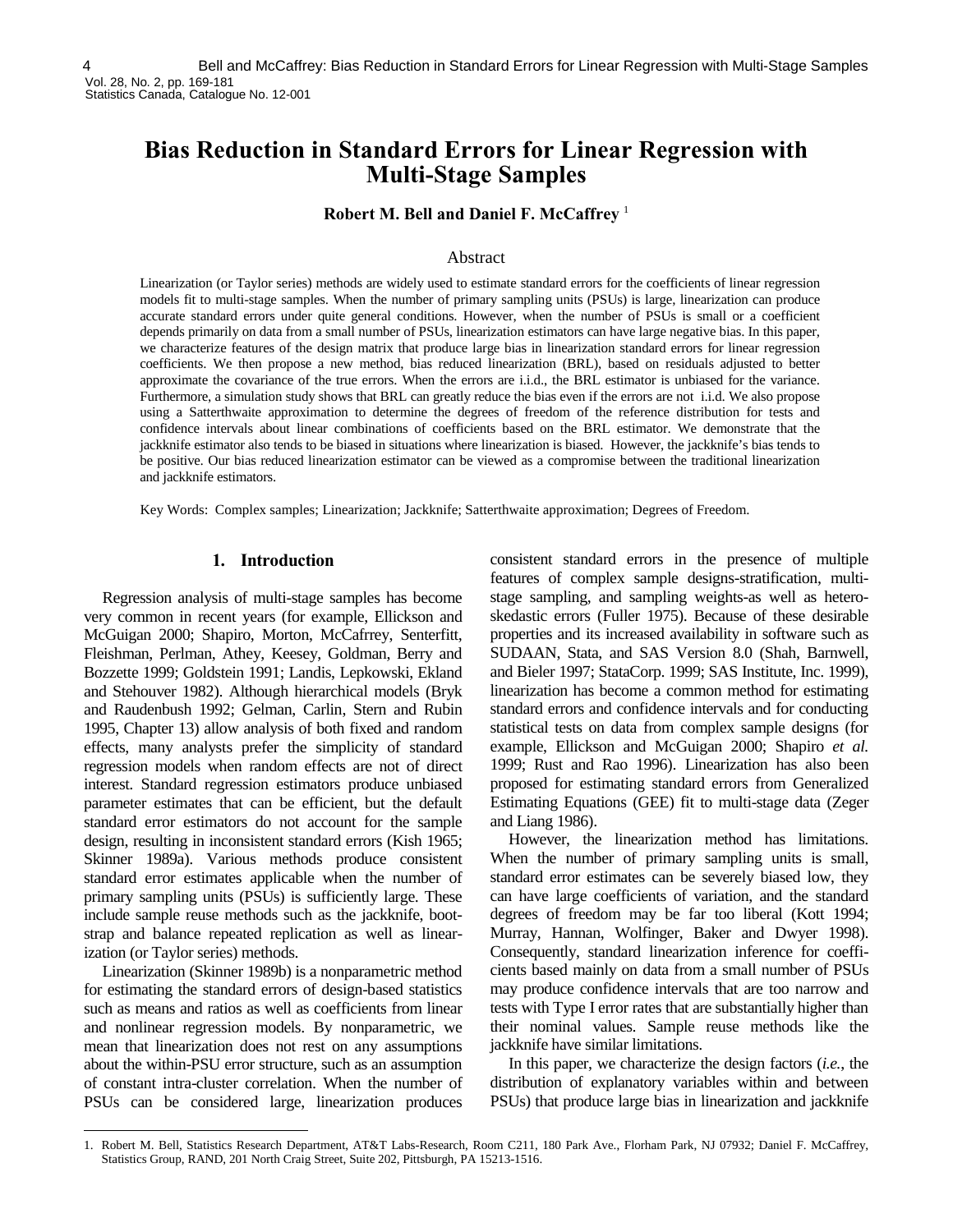# Bias Reduction in Standard Errors for Linear Regression with Multi-Stage Samples

**Robert M. Bell and Daniel F. McCaffrey** [1]

## Abstract

Linearization (or Taylor series) methods are widely used to estimate standard errors for the coefficients of linear regression models fit to multi-stage samples. When the number of primary sampling units (PSUs) is large, linearization can produce accurate standard errors under quite general conditions. However, when the number of PSUs is small or a coefficient depends primarily on data from a small number of PSUs, linearization estimators can have large negative bias. In this paper, we characterize features of the design matrix that produce large bias in linearization standard errors for linear regression coefficients. We then propose a new method, bias reduced linearization (BRL), based on residuals adjusted to better approximate the covariance of the true errors. When the errors are i.i.d., the BRL estimator is unbiased for the variance. Furthermore, a simulation study shows that BRL can greatly reduce the bias even if the errors are not i.i.d. We also propose using a Satterthwaite approximation to determine the degrees of freedom of the reference distribution for tests and confidence intervals about linear combinations of coefficients based on the BRL estimator. We demonstrate that the jackknife estimator also tends to be biased in situations where linearization is biased. However, the jackknife's bias tends to be positive. Our bias reduced linearization estimator can be viewed as a compromise between the traditional linearization and jackknife estimators.

Key Words: Complex samples; Linearization; Jackknife; Satterthwaite approximation; Degrees of Freedom.

## 1. Introduction

Regression analysis of multi-stage samples has become very common in recent years (for example, Ellickson and McGuigan 2000; Shapiro, Morton, McCafrrey, Senterfitt, Fleishman, Perlman, Athey, Keesey, Goldman, Berry and Bozzette 1999; Goldstein 1991; Landis, Lepkowski, Ekland and Stehouver 1982). Although hierarchical models (Bryk and Raudenbush 1992; Gelman, Carlin, Stern and Rubin 1995, Chapter 13) allow analysis of both fixed and random effects, many analysts prefer the simplicity of standard regression models when random effects are not of direct interest. Standard regression estimators produce unbiased parameter estimates that can be efficient, but the default standard error estimators do not account for the sample design, resulting in inconsistent standard errors (Kish 1965; Skinner 1989a). Various methods produce consistent standard error estimates applicable when the number of primary sampling units (PSUs) is sufficiently large. These include sample reuse methods such as the jackknife, bootstrap and balance repeated replication as well as linearization (or Taylor series) methods.

Linearization (Skinner 1989b) is a nonparametric method for estimating the standard errors of design-based statistics such as means and ratios as well as coefficients from linear and nonlinear regression models. By nonparametric, we mean that linearization does not rest on any assumptions about the within-PSU error structure, such as an assumption of constant intra-cluster correlation. When the number of PSUs can be considered large, linearization produces consistent standard errors in the presence of multiple features of complex sample designs-stratification, multi-stage sampling, and sampling weights-as well as heteroskedastic errors (Fuller 1975). Because of these desirable properties and its increased availability in software such as SUDAAN, Stata, and SAS Version 8.0 (Shah, Barnwell, and Bieler 1997; StataCorp. 1999; SAS Institute, Inc. 1999), linearization has become a common method for estimating standard errors and confidence intervals and for conducting statistical tests on data from complex sample designs (for example, Ellickson and McGuigan 2000; Shapiro *et al.* 1999; Rust and Rao 1996). Linearization has also been proposed for estimating standard errors from Generalized Estimating Equations (GEE) fit to multi-stage data (Zeger and Liang 1986).

However, the linearization method has limitations. When the number of primary sampling units is small, standard error estimates can be severely biased low, they can have large coefficients of variation, and the standard degrees of freedom may be far too liberal (Kott 1994; Murray, Hannan, Wolfinger, Baker and Dwyer 1998). Consequently, standard linearization inference for coefficients based mainly on data from a small number of PSUs may produce confidence intervals that are too narrow and tests with Type I error rates that are substantially higher than their nominal values. Sample reuse methods like the jackknife have similar limitations.

In this paper, we characterize the design factors (*i.e.*, the distribution of explanatory variables within and between PSUs) that produce large bias in linearization and jackknife

1. Robert M. Bell, Statistics Research Department, AT&T Labs-Research, Room C211, 180 Park Ave., Florham Park, NJ 07932; Daniel F. McCaffrey, Statistics Group, RAND, 201 North Craig Street, Suite 202, Pittsburgh, PA 15213-1516.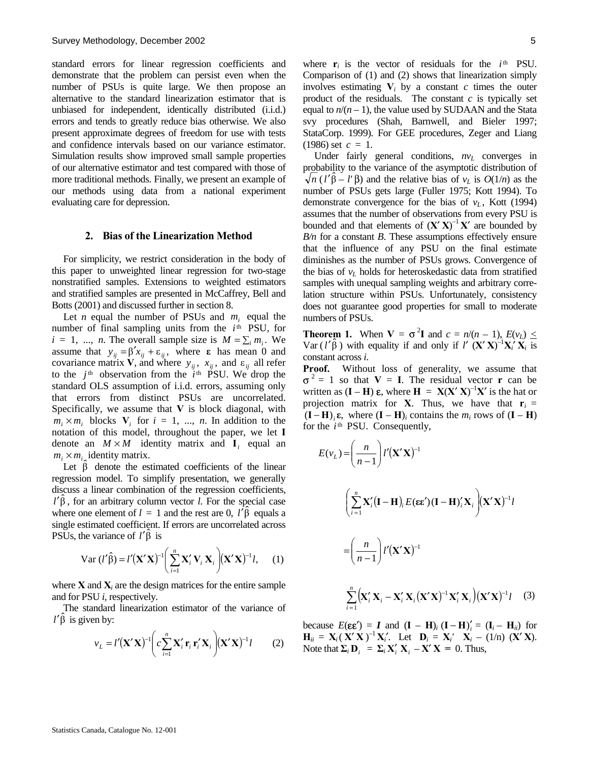standard errors for linear regression coefficients and demonstrate that the problem can persist even when the number of PSUs is quite large. We then propose an alternative to the standard linearization estimator that is unbiased for independent, identically distributed (i.i.d.) errors and tends to greatly reduce bias otherwise. We also present approximate degrees of freedom for use with tests and confidence intervals based on our variance estimator. Simulation results show improved small sample properties of our alternative estimator and test compared with those of more traditional methods. Finally, we present an example of our methods using data from a national experiment evaluating care for depression.

## 2. Bias of the Linearization Method

For simplicity, we restrict consideration in the body of this paper to unweighted linear regression for two-stage nonstratified samples. Extensions to weighted estimators and stratified samples are presented in McCaffrey, Bell and Botts (2001) and discussed further in section 8.

Let $n$ equal the number of PSUs and $m_i$ equal the number of final sampling units from the $i^{\text{th}}$ PSU, for $i = 1, \ldots, n$. The overall sample size is $M = \sum_i m_i$. We assume that $y_{ij} = \beta' x_{ij} + \varepsilon_{ij}$, where $\boldsymbol{\varepsilon}$ has mean 0 and covariance matrix $\mathbf{V}$, and where $y_{ij}$, $x_{ij}$, and $\varepsilon_{ij}$ all refer to the $j^{\text{th}}$ observation from the $i^{\text{th}}$ PSU. We drop the standard OLS assumption of i.i.d. errors, assuming only that errors from distinct PSUs are uncorrelated. Specifically, we assume that $\mathbf{V}$ is block diagonal, with $m_i \times m_i$ blocks $\mathbf{V}_i$ for $i = 1, \ldots, n$. In addition to the notation of this model, throughout the paper, we let $\mathbf{I}$ denote an $M \times M$ identity matrix and $\mathbf{I}_i$ equal an $m_i \times m_i$ identity matrix.

Let $\hat{\beta}$ denote the estimated coefficients of the linear regression model. To simplify presentation, we generally discuss a linear combination of the regression coefficients, $l'\hat{\beta}$, for an arbitrary column vector $l$. For the special case where one element of $l = 1$ and the rest are 0, $l'\hat{\beta}$ equals a single estimated coefficient. If errors are uncorrelated across PSUs, the variance of $l'\hat{\beta}$ is

$$\operatorname{Var}(l'\hat{\beta}) = l'(\mathbf{X}'\mathbf{X})^{-1}\left(\sum_{i=1}^{n} \mathbf{X}_i' \mathbf{V}_i \mathbf{X}_i\right)(\mathbf{X}'\mathbf{X})^{-1} l, \qquad (1)$$

where $\mathbf{X}$ and $\mathbf{X}_i$ are the design matrices for the entire sample and for PSU $i$, respectively.

The standard linearization estimator of the variance of $l'\hat{\beta}$ is given by:

$$v_L = l'(\mathbf{X}'\mathbf{X})^{-1}\left(c\sum_{i=1}^{n} \mathbf{X}_i' \mathbf{r}_i \mathbf{r}_i' \mathbf{X}_i\right)(\mathbf{X}'\mathbf{X})^{-1} l \qquad (2)$$

where $\mathbf{r}_i$ is the vector of residuals for the $i^{\text{th}}$ PSU. Comparison of (1) and (2) shows that linearization simply involves estimating $\mathbf{V}_i$ by a constant $c$ times the outer product of the residuals. The constant $c$ is typically set equal to $n/(n-1)$, the value used by SUDAAN and the Stata svy procedures (Shah, Barnwell, and Bieler 1997; StataCorp. 1999). For GEE procedures, Zeger and Liang (1986) set $c = 1$.

Under fairly general conditions, $nv_L$ converges in probability to the variance of the asymptotic distribution of $\sqrt{n}\,(l'\hat{\beta} - l'\beta)$ and the relative bias of $v_L$ is $O(1/n)$ as the number of PSUs gets large (Fuller 1975; Kott 1994). To demonstrate convergence for the bias of $v_L$, Kott (1994) assumes that the number of observations from every PSU is bounded and that elements of $(\mathbf{X}'\mathbf{X})^{-1}\mathbf{X}'$ are bounded by $B/n$ for a constant $B$. These assumptions effectively ensure that the influence of any PSU on the final estimate diminishes as the number of PSUs grows. Convergence of the bias of $v_L$ holds for heteroskedastic data from stratified samples with unequal sampling weights and arbitrary correlation structure within PSUs. Unfortunately, consistency does not guarantee good properties for small to moderate numbers of PSUs.

**Theorem 1.** When $\mathbf{V} = \sigma^2\mathbf{I}$ and $c = n/(n-1)$, $E(v_L) \le \operatorname{Var}(l'\hat{\beta})$ with equality if and only if $l'(\mathbf{X}'\mathbf{X})^{-1}\mathbf{X}_i'\mathbf{X}_i$ is constant across $i$.

**Proof.** Without loss of generality, we assume that $\sigma^2 = 1$ so that $\mathbf{V} = \mathbf{I}$. The residual vector $\mathbf{r}$ can be written as $(\mathbf{I} - \mathbf{H})\,\boldsymbol{\varepsilon}$, where $\mathbf{H} = \mathbf{X}(\mathbf{X}'\mathbf{X})^{-1}\mathbf{X}'$ is the hat or projection matrix for $\mathbf{X}$. Thus, we have that $\mathbf{r}_i = (\mathbf{I} - \mathbf{H})_i\,\boldsymbol{\varepsilon}$, where $(\mathbf{I} - \mathbf{H})_i$ contains the $m_i$ rows of $(\mathbf{I} - \mathbf{H})$ for the $i^{\text{th}}$ PSU. Consequently,

$$E(v_L) = \left(\frac{n}{n-1}\right) l'(\mathbf{X}'\mathbf{X})^{-1}$$

$$\left(\sum_{i=1}^{n} \mathbf{X}_i'(\mathbf{I} - \mathbf{H})_i\, E(\boldsymbol{\varepsilon}\boldsymbol{\varepsilon}')\,(\mathbf{I} - \mathbf{H})_i' \mathbf{X}_i\right)(\mathbf{X}'\mathbf{X})^{-1} l$$

$$= \left(\frac{n}{n-1}\right) l'(\mathbf{X}'\mathbf{X})^{-1}$$

$$\sum_{i=1}^{n}\left(\mathbf{X}_i'\mathbf{X}_i - \mathbf{X}_i'\mathbf{X}_i(\mathbf{X}'\mathbf{X})^{-1}\mathbf{X}_i'\mathbf{X}_i\right)(\mathbf{X}'\mathbf{X})^{-1} l \qquad (3)$$

because $E(\boldsymbol{\varepsilon}\boldsymbol{\varepsilon}') = \boldsymbol{I}$ and $(\mathbf{I} - \mathbf{H})_i\,(\mathbf{I} - \mathbf{H})_i' = (\mathbf{I}_i - \mathbf{H}_{ii})$ for $\mathbf{H}_{ii} = \mathbf{X}_i(\mathbf{X}'\mathbf{X})^{-1}\mathbf{X}_i'$. Let $\mathbf{D}_i = \mathbf{X}_i'\mathbf{X}_i - (1/n)(\mathbf{X}'\mathbf{X})$. Note that $\Sigma_i \mathbf{D}_i = \Sigma_i \mathbf{X}_i'\mathbf{X}_i - \mathbf{X}'\mathbf{X} = 0$. Thus,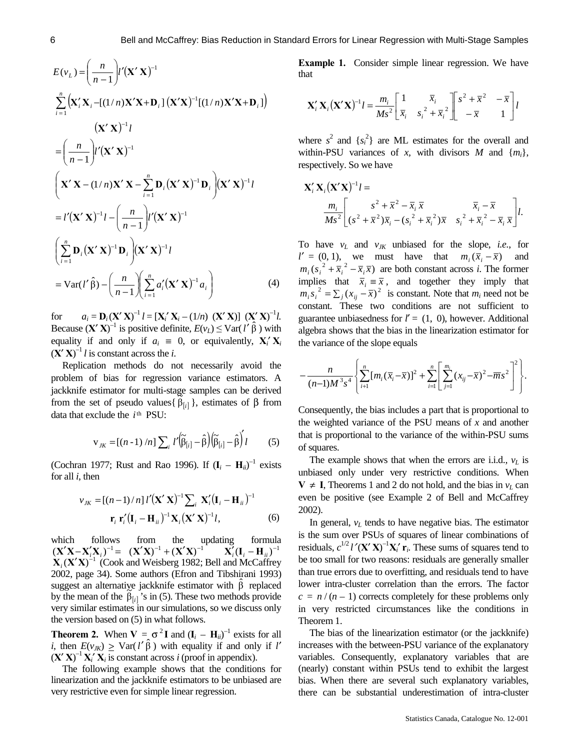$$E(v_L) = \left(\frac{n}{n-1}\right) l'(\mathbf{X}'\mathbf{X})^{-1}$$

$$\sum_{i=1}^{n} \left(\mathbf{X}_i'\mathbf{X}_i - [(1/n)\mathbf{X}'\mathbf{X} + \mathbf{D}_i]\,(\mathbf{X}'\mathbf{X})^{-1}[(1/n)\mathbf{X}'\mathbf{X} + \mathbf{D}_i]\right)$$

$$(\mathbf{X}'\mathbf{X})^{-1} l$$

$$= \left(\frac{n}{n-1}\right) l'(\mathbf{X}'\mathbf{X})^{-1}$$

$$\left(\mathbf{X}'\mathbf{X} - (1/n)\mathbf{X}'\mathbf{X} - \sum_{i=1}^{n} \mathbf{D}_i (\mathbf{X}'\mathbf{X})^{-1} \mathbf{D}_i \right)(\mathbf{X}'\mathbf{X})^{-1} l$$

$$= l'(\mathbf{X}'\mathbf{X})^{-1} l - \left(\frac{n}{n-1}\right) l'(\mathbf{X}'\mathbf{X})^{-1}$$

$$\left(\sum_{i=1}^{n} \mathbf{D}_i (\mathbf{X}'\mathbf{X})^{-1} \mathbf{D}_i \right)(\mathbf{X}'\mathbf{X})^{-1} l$$

$$= \mathrm{Var}(l'\hat{\beta}) - \left(\frac{n}{n-1}\right)\left(\sum_{i=1}^{n} a_i' (\mathbf{X}'\mathbf{X})^{-1} a_i\right) \tag{4}$$

for $a_i = \mathbf{D}_i (\mathbf{X}'\mathbf{X})^{-1} l = [\mathbf{X}_i'\mathbf{X}_i - (1/n)\ (\mathbf{X}'\mathbf{X})]\ (\mathbf{X}'\mathbf{X})^{-1} l$. Because $(\mathbf{X}'\mathbf{X})^{-1}$ is positive definite, $E(v_L) \le \mathrm{Var}(l'\hat{\beta})$ with equality if and only if $a_i \equiv 0$, or equivalently, $\mathbf{X}_i'\mathbf{X}_i (\mathbf{X}'\mathbf{X})^{-1} l$ is constant across the $i$.

Replication methods do not necessarily avoid the problem of bias for regression variance estimators. A jackknife estimator for multi-stage samples can be derived from the set of pseudo values $\{\tilde{\beta}_{[i]}\}$, estimates of $\beta$ from data that exclude the $i^{\text{th}}$ PSU:

$$v_{JK} = [(n-1)/n] \sum_i l'\left(\tilde{\beta}_{[i]} - \hat{\beta}\right)\left(\tilde{\beta}_{[i]} - \hat{\beta}\right)' l \tag{5}$$

(Cochran 1977; Rust and Rao 1996). If $(\mathbf{I}_i - \mathbf{H}_{ii})^{-1}$ exists for all $i$, then

$$v_{JK} = [(n-1)/n]\, l'(\mathbf{X}'\mathbf{X})^{-1} \sum_i \mathbf{X}_i' (\mathbf{I}_i - \mathbf{H}_{ii})^{-1}$$
$$\mathbf{r}_i \mathbf{r}_i' (\mathbf{I}_i - \mathbf{H}_{ii})^{-1} \mathbf{X}_i (\mathbf{X}'\mathbf{X})^{-1} l, \tag{6}$$

which follows from the updating formula $(\mathbf{X}'\mathbf{X} - \mathbf{X}_i'\mathbf{X}_i)^{-1} = (\mathbf{X}'\mathbf{X})^{-1} + (\mathbf{X}'\mathbf{X})^{-1} \mathbf{X}_i' (\mathbf{I}_i - \mathbf{H}_{ii})^{-1} \mathbf{X}_i (\mathbf{X}'\mathbf{X})^{-1}$ (Cook and Weisberg 1982; Bell and McCaffrey 2002, page 34). Some authors (Efron and Tibshirani 1993) suggest an alternative jackknife estimator with $\hat{\beta}$ replaced by the mean of the $\tilde{\beta}_{[i]}$'s in (5). These two methods provide very similar estimates in our simulations, so we discuss only the version based on (5) in what follows.

**Theorem 2.** When $\mathbf{V} = \sigma^2 \mathbf{I}$ and $(\mathbf{I}_i - \mathbf{H}_{ii})^{-1}$ exists for all $i$, then $E(v_{JK}) \ge \mathrm{Var}(l'\hat{\beta})$ with equality if and only if $l'(\mathbf{X}'\mathbf{X})^{-1}\mathbf{X}_i'\mathbf{X}_i$ is constant across $i$ (proof in appendix).

The following example shows that the conditions for linearization and the jackknife estimators to be unbiased are very restrictive even for simple linear regression.

**Example 1.** Consider simple linear regression. We have that

$$\mathbf{X}_i'\mathbf{X}_i (\mathbf{X}'\mathbf{X})^{-1} l = \frac{m_i}{Ms^2} \begin{bmatrix} 1 & \bar{x}_i \\ \bar{x}_i & s_i^2 + \bar{x}_i^2 \end{bmatrix} \begin{bmatrix} s^2 + \bar{x}^2 & -\bar{x} \\ -\bar{x} & 1 \end{bmatrix} l$$

where $s^2$ and $\{s_i^2\}$ are ML estimates for the overall and within-PSU variances of $x$, with divisors $M$ and $\{m_i\}$, respectively. So we have

$$\mathbf{X}_i'\mathbf{X}_i (\mathbf{X}'\mathbf{X})^{-1} l = \frac{m_i}{Ms^2} \begin{bmatrix} s^2 + \bar{x}^2 - \bar{x}_i\,\bar{x} & \bar{x}_i - \bar{x} \\ (s^2 + \bar{x}^2)\bar{x}_i - (s_i^2 + \bar{x}_i^2)\bar{x} & s_i^2 + \bar{x}_i^2 - \bar{x}_i\,\bar{x} \end{bmatrix} l.$$

To have $v_L$ and $v_{JK}$ unbiased for the slope, *i.e.*, for $l' = (0, 1)$, we must have that $m_i(\bar{x}_i - \bar{x})$ and $m_i(s_i^2 + \bar{x}_i^2 - \bar{x}_i\bar{x})$ are both constant across $i$. The former implies that $\bar{x}_i \equiv \bar{x}$, and together they imply that $m_i s_i^2 = \sum_j (x_{ij} - \bar{x})^2$ is constant. Note that $m_i$ need not be constant. These two conditions are not sufficient to guarantee unbiasedness for $l' = (1, 0)$, however. Additional algebra shows that the bias in the linearization estimator for the variance of the slope equals

$$-\frac{n}{(n-1)M^3 s^4}\left\{\sum_{i+1}^{n}[m_i(\bar{x}_i - \bar{x})]^2 + \sum_{i=1}^{n}\left[\sum_{j=1}^{m_i}(x_{ij} - \bar{x})^2 - \bar{m}s^2\right]^2\right\}.$$

Consequently, the bias includes a part that is proportional to the weighted variance of the PSU means of $x$ and another that is proportional to the variance of the within-PSU sums of squares.

The example shows that when the errors are i.i.d., $v_L$ is unbiased only under very restrictive conditions. When $\mathbf{V} \ne \mathbf{I}$, Theorems 1 and 2 do not hold, and the bias in $v_L$ can even be positive (see Example 2 of Bell and McCaffrey 2002).

In general, $v_L$ tends to have negative bias. The estimator is the sum over PSUs of squares of linear combinations of residuals, $c^{1/2}\, l'(\mathbf{X}'\mathbf{X})^{-1}\mathbf{X}_i'\,\mathbf{r}_i$. These sums of squares tend to be too small for two reasons: residuals are generally smaller than true errors due to overfitting, and residuals tend to have lower intra-cluster correlation than the errors. The factor $c = n/(n-1)$ corrects completely for these problems only in very restricted circumstances like the conditions in Theorem 1.

The bias of the linearization estimator (or the jackknife) increases with the between-PSU variance of the explanatory variables. Consequently, explanatory variables that are (nearly) constant within PSUs tend to exhibit the largest bias. When there are several such explanatory variables, there can be substantial underestimation of intra-cluster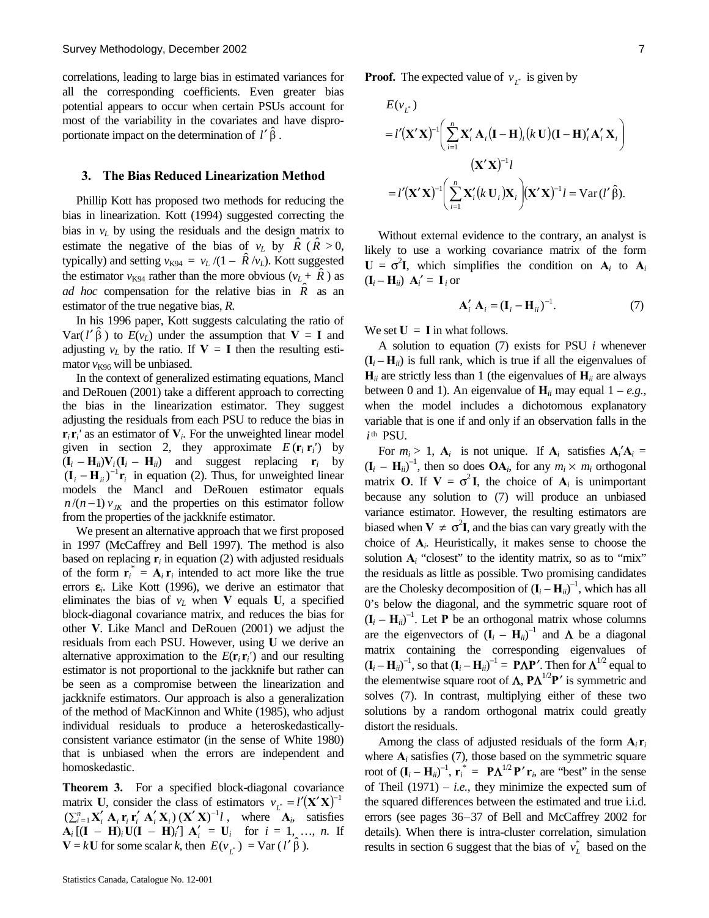correlations, leading to large bias in estimated variances for all the corresponding coefficients. Even greater bias potential appears to occur when certain PSUs account for most of the variability in the covariates and have disproportionate impact on the determination of $l'\hat{\beta}$.

## 3. The Bias Reduced Linearization Method

Phillip Kott has proposed two methods for reducing the bias in linearization. Kott (1994) suggested correcting the bias in $v_L$ by using the residuals and the design matrix to estimate the negative of the bias of $v_L$ by $\hat{R}$ ($\hat{R} > 0$, typically) and setting $v_{K94} = v_L/(1 - \hat{R}/v_L)$. Kott suggested the estimator $v_{K94}$ rather than the more obvious ($v_L + \hat{R}$) as *ad hoc* compensation for the relative bias in $\hat{R}$ as an estimator of the true negative bias, *R*.

In his 1996 paper, Kott suggests calculating the ratio of $\mathrm{Var}(l'\hat{\beta})$ to $E(v_L)$ under the assumption that $\mathbf{V} = \mathbf{I}$ and adjusting $v_L$ by the ratio. If $\mathbf{V} = \mathbf{I}$ then the resulting estimator $v_{K96}$ will be unbiased.

In the context of generalized estimating equations, Mancl and DeRouen (2001) take a different approach to correcting the bias in the linearization estimator. They suggest adjusting the residuals from each PSU to reduce the bias in $\mathbf{r}_i\mathbf{r}_i'$ as an estimator of $\mathbf{V}_i$. For the unweighted linear model given in section 2, they approximate $E(\mathbf{r}_i\mathbf{r}_i')$ by $(\mathbf{I}_i - \mathbf{H}_{ii})\mathbf{V}_i(\mathbf{I}_i - \mathbf{H}_{ii})$ and suggest replacing $\mathbf{r}_i$ by $(\mathbf{I}_i - \mathbf{H}_{ii})^{-1}\mathbf{r}_i$ in equation (2). Thus, for unweighted linear models the Mancl and DeRouen estimator equals $n/(n-1)\,v_{JK}$ and the properties on this estimator follow from the properties of the jackknife estimator.

We present an alternative approach that we first proposed in 1997 (McCaffrey and Bell 1997). The method is also based on replacing $\mathbf{r}_i$ in equation (2) with adjusted residuals of the form $\mathbf{r}_i^* = \mathbf{A}_i\mathbf{r}_i$ intended to act more like the true errors $\boldsymbol{\varepsilon}_i$. Like Kott (1996), we derive an estimator that eliminates the bias of $v_L$ when $\mathbf{V}$ equals $\mathbf{U}$, a specified block-diagonal covariance matrix, and reduces the bias for other $\mathbf{V}$. Like Mancl and DeRouen (2001) we adjust the residuals from each PSU. However, using $\mathbf{U}$ we derive an alternative approximation to the $E(\mathbf{r}_i\mathbf{r}_i')$ and our resulting estimator is not proportional to the jackknife but rather can be seen as a compromise between the linearization and jackknife estimators. Our approach is also a generalization of the method of MacKinnon and White (1985), who adjust individual residuals to produce a heteroskedastically-consistent variance estimator (in the sense of White 1980) that is unbiased when the errors are independent and homoskedastic.

**Theorem 3.** For a specified block-diagonal covariance matrix $\mathbf{U}$, consider the class of estimators $v_{L^*} = l'(\mathbf{X}'\mathbf{X})^{-1}(\sum_{i=1}^{n}\mathbf{X}_i'\mathbf{A}_i\mathbf{r}_i\mathbf{r}_i'\mathbf{A}_i'\mathbf{X}_i)(\mathbf{X}'\mathbf{X})^{-1}l$, where $\mathbf{A}_i$, satisfies $\mathbf{A}_i[(\mathbf{I}-\mathbf{H})_i\mathbf{U}(\mathbf{I}-\mathbf{H})_i']\mathbf{A}_i' = \mathbf{U}_i$ for $i = 1, \ldots, n$. If $\mathbf{V} = k\mathbf{U}$ for some scalar $k$, then $E(v_{L^*}) = \mathrm{Var}(l'\hat{\beta})$.

**Proof.** The expected value of $v_{L^*}$ is given by

$$
\begin{aligned}
E(v_{L^*}) &= l'(\mathbf{X}'\mathbf{X})^{-1}\left(\sum_{i=1}^{n}\mathbf{X}_i'\mathbf{A}_i(\mathbf{I}-\mathbf{H})_i(k\,\mathbf{U})(\mathbf{I}-\mathbf{H})_i'\mathbf{A}_i'\mathbf{X}_i\right)(\mathbf{X}'\mathbf{X})^{-1}l \\
&= l'(\mathbf{X}'\mathbf{X})^{-1}\left(\sum_{i=1}^{n}\mathbf{X}_i'(k\,\mathbf{U}_i)\mathbf{X}_i\right)(\mathbf{X}'\mathbf{X})^{-1}l = \mathrm{Var}(l'\hat{\beta}).
\end{aligned}
$$

Without external evidence to the contrary, an analyst is likely to use a working covariance matrix of the form $\mathbf{U} = \sigma^2\mathbf{I}$, which simplifies the condition on $\mathbf{A}_i$ to $\mathbf{A}_i(\mathbf{I}_i - \mathbf{H}_{ii})\mathbf{A}_i' = \mathbf{I}_i$ or

$$
\mathbf{A}_i'\mathbf{A}_i = (\mathbf{I}_i - \mathbf{H}_{ii})^{-1}. \tag{7}
$$

We set $\mathbf{U} = \mathbf{I}$ in what follows.

A solution to equation (7) exists for PSU $i$ whenever $(\mathbf{I}_i - \mathbf{H}_{ii})$ is full rank, which is true if all the eigenvalues of $\mathbf{H}_{ii}$ are strictly less than 1 (the eigenvalues of $\mathbf{H}_{ii}$ are always between 0 and 1). An eigenvalue of $\mathbf{H}_{ii}$ may equal 1 – *e.g.*, when the model includes a dichotomous explanatory variable that is one if and only if an observation falls in the $i^{\text{th}}$ PSU.

For $m_i > 1$, $\mathbf{A}_i$ is not unique. If $\mathbf{A}_i$ satisfies $\mathbf{A}_i'\mathbf{A}_i = (\mathbf{I}_i - \mathbf{H}_{ii})^{-1}$, then so does $\mathbf{O}\mathbf{A}_i$, for any $m_i \times m_i$ orthogonal matrix $\mathbf{O}$. If $\mathbf{V} = \sigma^2\mathbf{I}$, the choice of $\mathbf{A}_i$ is unimportant because any solution to (7) will produce an unbiased variance estimator. However, the resulting estimators are biased when $\mathbf{V} \neq \sigma^2\mathbf{I}$, and the bias can vary greatly with the choice of $\mathbf{A}_i$. Heuristically, it makes sense to choose the solution $\mathbf{A}_i$ "closest" to the identity matrix, so as to "mix" the residuals as little as possible. Two promising candidates are the Cholesky decomposition of $(\mathbf{I}_i - \mathbf{H}_{ii})^{-1}$, which has all 0's below the diagonal, and the symmetric square root of $(\mathbf{I}_i - \mathbf{H}_{ii})^{-1}$. Let $\mathbf{P}$ be an orthogonal matrix whose columns are the eigenvectors of $(\mathbf{I}_i - \mathbf{H}_{ii})^{-1}$ and $\boldsymbol{\Lambda}$ be a diagonal matrix containing the corresponding eigenvalues of $(\mathbf{I}_i - \mathbf{H}_{ii})^{-1}$, so that $(\mathbf{I}_i - \mathbf{H}_{ii})^{-1} = \mathbf{P}\boldsymbol{\Lambda}\mathbf{P}'$. Then for $\boldsymbol{\Lambda}^{1/2}$ equal to the elementwise square root of $\boldsymbol{\Lambda}$, $\mathbf{P}\boldsymbol{\Lambda}^{1/2}\mathbf{P}'$ is symmetric and solves (7). In contrast, multiplying either of these two solutions by a random orthogonal matrix could greatly distort the residuals.

Among the class of adjusted residuals of the form $\mathbf{A}_i\mathbf{r}_i$ where $\mathbf{A}_i$ satisfies (7), those based on the symmetric square root of $(\mathbf{I}_i - \mathbf{H}_{ii})^{-1}$, $\mathbf{r}_i^* = \mathbf{P}\boldsymbol{\Lambda}^{1/2}\mathbf{P}'\mathbf{r}_i$, are "best" in the sense of Theil (1971) – *i.e.*, they minimize the expected sum of the squared differences between the estimated and true i.i.d. errors (see pages 36–37 of Bell and McCaffrey 2002 for details). When there is intra-cluster correlation, simulation results in section 6 suggest that the bias of $v_L^*$ based on the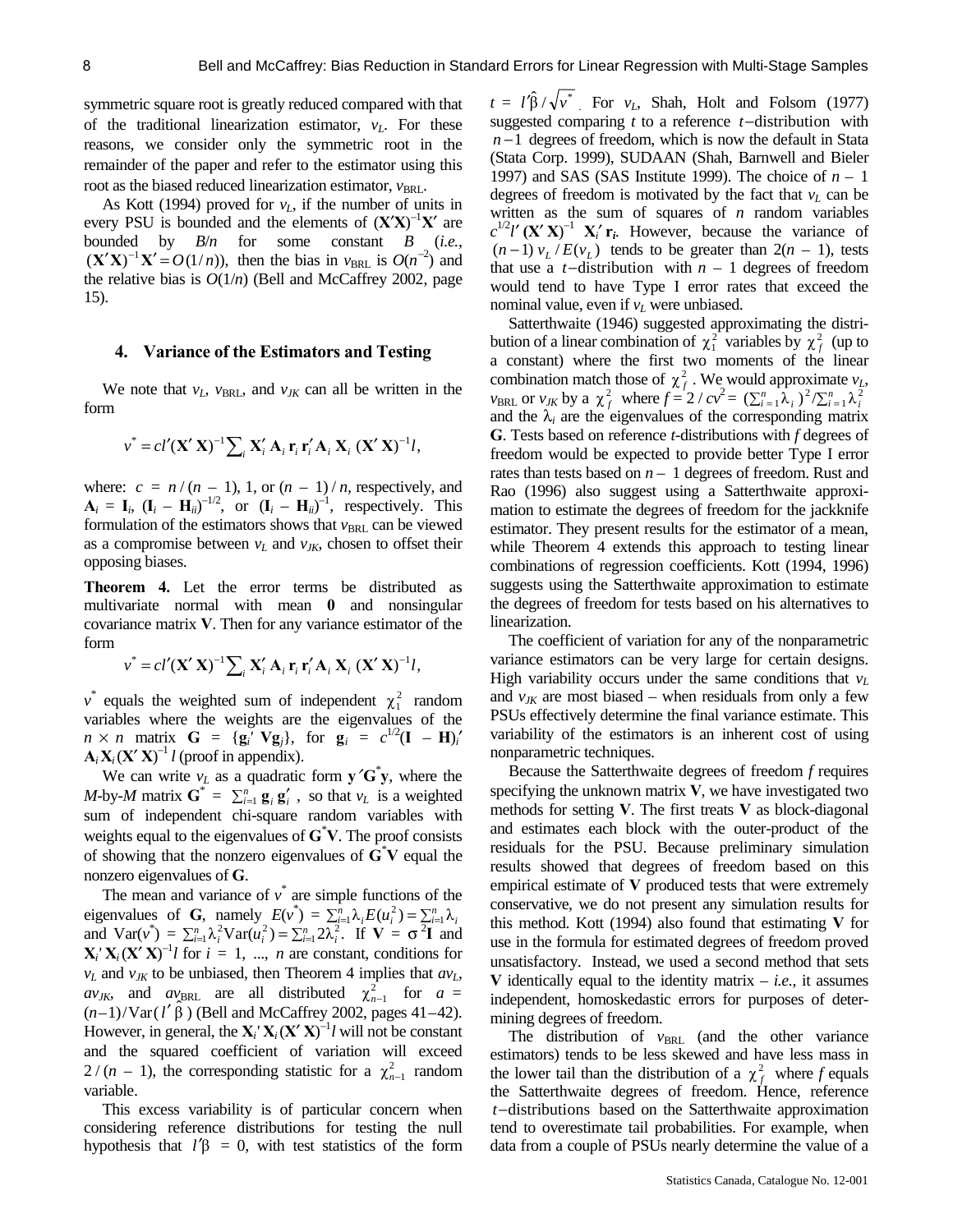symmetric square root is greatly reduced compared with that of the traditional linearization estimator, $v_L$. For these reasons, we consider only the symmetric root in the remainder of the paper and refer to the estimator using this root as the biased reduced linearization estimator, $v_{\text{BRL}}$.

As Kott (1994) proved for $v_L$, if the number of units in every PSU is bounded and the elements of $(\mathbf{X}'\mathbf{X})^{-1}\mathbf{X}'$ are bounded by $B/n$ for some constant $B$ (*i.e.*, $(\mathbf{X}'\mathbf{X})^{-1}\mathbf{X}' = O(1/n)$), then the bias in $v_{\text{BRL}}$ is $O(n^{-2})$ and the relative bias is $O(1/n)$ (Bell and McCaffrey 2002, page 15).

## 4. Variance of the Estimators and Testing

We note that $v_L$, $v_{\text{BRL}}$, and $v_{JK}$ can all be written in the form

$$v^* = cl'(\mathbf{X}'\mathbf{X})^{-1}\sum_i \mathbf{X}_i'\mathbf{A}_i\mathbf{r}_i\mathbf{r}_i'\mathbf{A}_i\mathbf{X}_i(\mathbf{X}'\mathbf{X})^{-1}l,$$

where: $c = n/(n-1)$, 1, or $(n-1)/n$, respectively, and $\mathbf{A}_i = \mathbf{I}_i$, $(\mathbf{I}_i - \mathbf{H}_{ii})^{-1/2}$, or $(\mathbf{I}_i - \mathbf{H}_{ii})^{-1}$, respectively. This formulation of the estimators shows that $v_{\text{BRL}}$ can be viewed as a compromise between $v_L$ and $v_{JK}$, chosen to offset their opposing biases.

**Theorem 4.** Let the error terms be distributed as multivariate normal with mean $\mathbf{0}$ and nonsingular covariance matrix $\mathbf{V}$. Then for any variance estimator of the form

$$v^* = cl'(\mathbf{X}'\mathbf{X})^{-1}\sum_i \mathbf{X}_i'\mathbf{A}_i\mathbf{r}_i\mathbf{r}_i'\mathbf{A}_i\mathbf{X}_i(\mathbf{X}'\mathbf{X})^{-1}l,$$

$v^*$ equals the weighted sum of independent $\chi_1^2$ random variables where the weights are the eigenvalues of the $n \times n$ matrix $\mathbf{G} = \{\mathbf{g}_i'\mathbf{V}\mathbf{g}_j\}$, for $\mathbf{g}_i = c^{1/2}(\mathbf{I} - \mathbf{H})_i'\mathbf{A}_i\mathbf{X}_i(\mathbf{X}'\mathbf{X})^{-1}l$ (proof in appendix).

We can write $v_L$ as a quadratic form $\mathbf{y}'\mathbf{G}^*\mathbf{y}$, where the $M$-by-$M$ matrix $\mathbf{G}^* = \sum_{i=1}^n \mathbf{g}_i\mathbf{g}_i'$, so that $v_L$ is a weighted sum of independent chi-square random variables with weights equal to the eigenvalues of $\mathbf{G}^*\mathbf{V}$. The proof consists of showing that the nonzero eigenvalues of $\mathbf{G}^*\mathbf{V}$ equal the nonzero eigenvalues of $\mathbf{G}$.

The mean and variance of $v^*$ are simple functions of the eigenvalues of $\mathbf{G}$, namely $E(v^*) = \sum_{i=1}^n \lambda_i E(u_i^2) = \sum_{i=1}^n \lambda_i$ and $\text{Var}(v^*) = \sum_{i=1}^n \lambda_i^2 \text{Var}(u_i^2) = \sum_{i=1}^n 2\lambda_i^2$. If $\mathbf{V} = \sigma^2\mathbf{I}$ and $\mathbf{X}_i'\mathbf{X}_i(\mathbf{X}'\mathbf{X})^{-1}l$ for $i = 1, ..., n$ are constant, conditions for $v_L$ and $v_{JK}$ to be unbiased, then Theorem 4 implies that $av_L$, $av_{JK}$, and $av_{\text{BRL}}$ are all distributed $\chi_{n-1}^2$ for $a = (n-1)/\text{Var}(l'\hat{\beta})$ (Bell and McCaffrey 2002, pages 41–42). However, in general, the $\mathbf{X}_i'\mathbf{X}_i(\mathbf{X}'\mathbf{X})^{-1}l$ will not be constant and the squared coefficient of variation will exceed $2/(n-1)$, the corresponding statistic for a $\chi_{n-1}^2$ random variable.

This excess variability is of particular concern when considering reference distributions for testing the null hypothesis that $l'\beta = 0$, with test statistics of the form $t = l'\hat{\beta}/\sqrt{v^*}$. For $v_L$, Shah, Holt and Folsom (1977) suggested comparing $t$ to a reference $t$–distribution with $n-1$ degrees of freedom, which is now the default in Stata (Stata Corp. 1999), SUDAAN (Shah, Barnwell and Bieler 1997) and SAS (SAS Institute 1999). The choice of $n-1$ degrees of freedom is motivated by the fact that $v_L$ can be written as the sum of squares of $n$ random variables $c^{1/2}l'(\mathbf{X}'\mathbf{X})^{-1}\mathbf{X}_i'\mathbf{r}_i$. However, because the variance of $(n-1)v_L/E(v_L)$ tends to be greater than $2(n-1)$, tests that use a $t$–distribution with $n-1$ degrees of freedom would tend to have Type I error rates that exceed the nominal value, even if $v_L$ were unbiased.

Satterthwaite (1946) suggested approximating the distribution of a linear combination of $\chi_1^2$ variables by $\chi_f^2$ (up to a constant) where the first two moments of the linear combination match those of $\chi_f^2$. We would approximate $v_L$, $v_{\text{BRL}}$ or $v_{JK}$ by a $\chi_f^2$ where $f = 2/cv^2 = (\sum_{i=1}^n \lambda_i)^2/\sum_{i=1}^n \lambda_i^2$ and the $\lambda_i$ are the eigenvalues of the corresponding matrix $\mathbf{G}$. Tests based on reference $t$-distributions with $f$ degrees of freedom would be expected to provide better Type I error rates than tests based on $n-1$ degrees of freedom. Rust and Rao (1996) also suggest using a Satterthwaite approximation to estimate the degrees of freedom for the jackknife estimator. They present results for the estimator of a mean, while Theorem 4 extends this approach to testing linear combinations of regression coefficients. Kott (1994, 1996) suggests using the Satterthwaite approximation to estimate the degrees of freedom for tests based on his alternatives to linearization.

The coefficient of variation for any of the nonparametric variance estimators can be very large for certain designs. High variability occurs under the same conditions that $v_L$ and $v_{JK}$ are most biased – when residuals from only a few PSUs effectively determine the final variance estimate. This variability of the estimators is an inherent cost of using nonparametric techniques.

Because the Satterthwaite degrees of freedom $f$ requires specifying the unknown matrix $\mathbf{V}$, we have investigated two methods for setting $\mathbf{V}$. The first treats $\mathbf{V}$ as block-diagonal and estimates each block with the outer-product of the residuals for the PSU. Because preliminary simulation results showed that degrees of freedom based on this empirical estimate of $\mathbf{V}$ produced tests that were extremely conservative, we do not present any simulation results for this method. Kott (1994) also found that estimating $\mathbf{V}$ for use in the formula for estimated degrees of freedom proved unsatisfactory. Instead, we used a second method that sets $\mathbf{V}$ identically equal to the identity matrix – *i.e.*, it assumes independent, homoskedastic errors for purposes of determining degrees of freedom.

The distribution of $v_{\text{BRL}}$ (and the other variance estimators) tends to be less skewed and have less mass in the lower tail than the distribution of a $\chi_f^2$ where $f$ equals the Satterthwaite degrees of freedom. Hence, reference $t$–distributions based on the Satterthwaite approximation tend to overestimate tail probabilities. For example, when data from a couple of PSUs nearly determine the value of a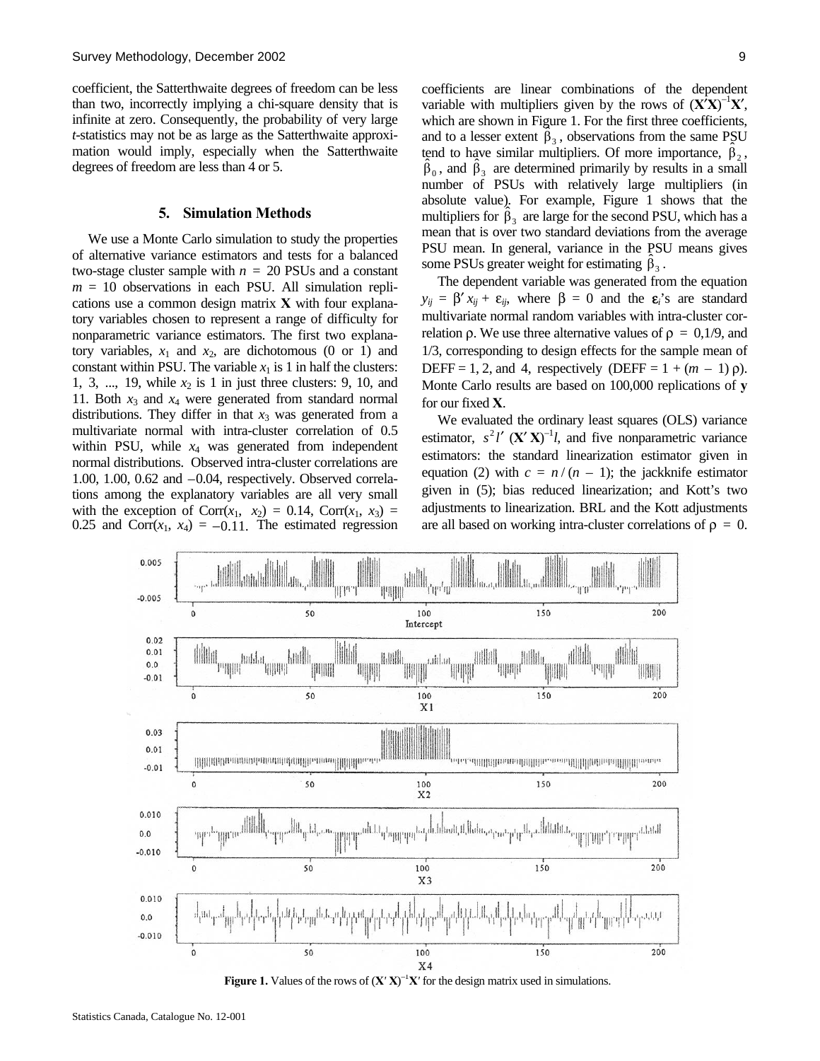coefficient, the Satterthwaite degrees of freedom can be less than two, incorrectly implying a chi-square density that is infinite at zero. Consequently, the probability of very large *t*-statistics may not be as large as the Satterthwaite approximation would imply, especially when the Satterthwaite degrees of freedom are less than 4 or 5.

## 5. Simulation Methods

We use a Monte Carlo simulation to study the properties of alternative variance estimators and tests for a balanced two-stage cluster sample with $n = 20$ PSUs and a constant $m = 10$ observations in each PSU. All simulation replications use a common design matrix **X** with four explanatory variables chosen to represent a range of difficulty for nonparametric variance estimators. The first two explanatory variables, $x_1$ and $x_2$, are dichotomous (0 or 1) and constant within PSU. The variable $x_1$ is 1 in half the clusters: 1, 3, ..., 19, while $x_2$ is 1 in just three clusters: 9, 10, and 11. Both $x_3$ and $x_4$ were generated from standard normal distributions. They differ in that $x_3$ was generated from a multivariate normal with intra-cluster correlation of 0.5 within PSU, while $x_4$ was generated from independent normal distributions. Observed intra-cluster correlations are 1.00, 1.00, 0.62 and −0.04, respectively. Observed correlations among the explanatory variables are all very small with the exception of $\text{Corr}(x_1, x_2) = 0.14$, $\text{Corr}(x_1, x_3) = 0.25$ and $\text{Corr}(x_1, x_4) = -0.11$. The estimated regression coefficients are linear combinations of the dependent variable with multipliers given by the rows of $(\mathbf{X'X})^{-1}\mathbf{X'}$, which are shown in Figure 1. For the first three coefficients, and to a lesser extent $\hat{\beta}_3$, observations from the same PSU tend to have similar multipliers. Of more importance, $\hat{\beta}_2$, $\hat{\beta}_0$, and $\hat{\beta}_3$ are determined primarily by results in a small number of PSUs with relatively large multipliers (in absolute value). For example, Figure 1 shows that the multipliers for $\hat{\beta}_3$ are large for the second PSU, which has a mean that is over two standard deviations from the average PSU mean. In general, variance in the PSU means gives some PSUs greater weight for estimating $\hat{\beta}_3$.

The dependent variable was generated from the equation $y_{ij} = \beta' x_{ij} + \varepsilon_{ij}$, where $\beta = 0$ and the $\varepsilon_i$'s are standard multivariate normal random variables with intra-cluster correlation $\rho$. We use three alternative values of $\rho = 0, 1/9$, and $1/3$, corresponding to design effects for the sample mean of DEFF = 1, 2, and 4, respectively (DEFF $= 1 + (m - 1)\rho$). Monte Carlo results are based on 100,000 replications of **y** for our fixed **X**.

We evaluated the ordinary least squares (OLS) variance estimator, $s^2 l' (\mathbf{X'X})^{-1} l$, and five nonparametric variance estimators: the standard linearization estimator given in equation (2) with $c = n/(n-1)$; the jackknife estimator given in (5); bias reduced linearization; and Kott's two adjustments to linearization. BRL and the Kott adjustments are all based on working intra-cluster correlations of $\rho = 0$.

**Figure 1.** Values of the rows of $(\mathbf{X'X})^{-1}\mathbf{X'}$ for the design matrix used in simulations.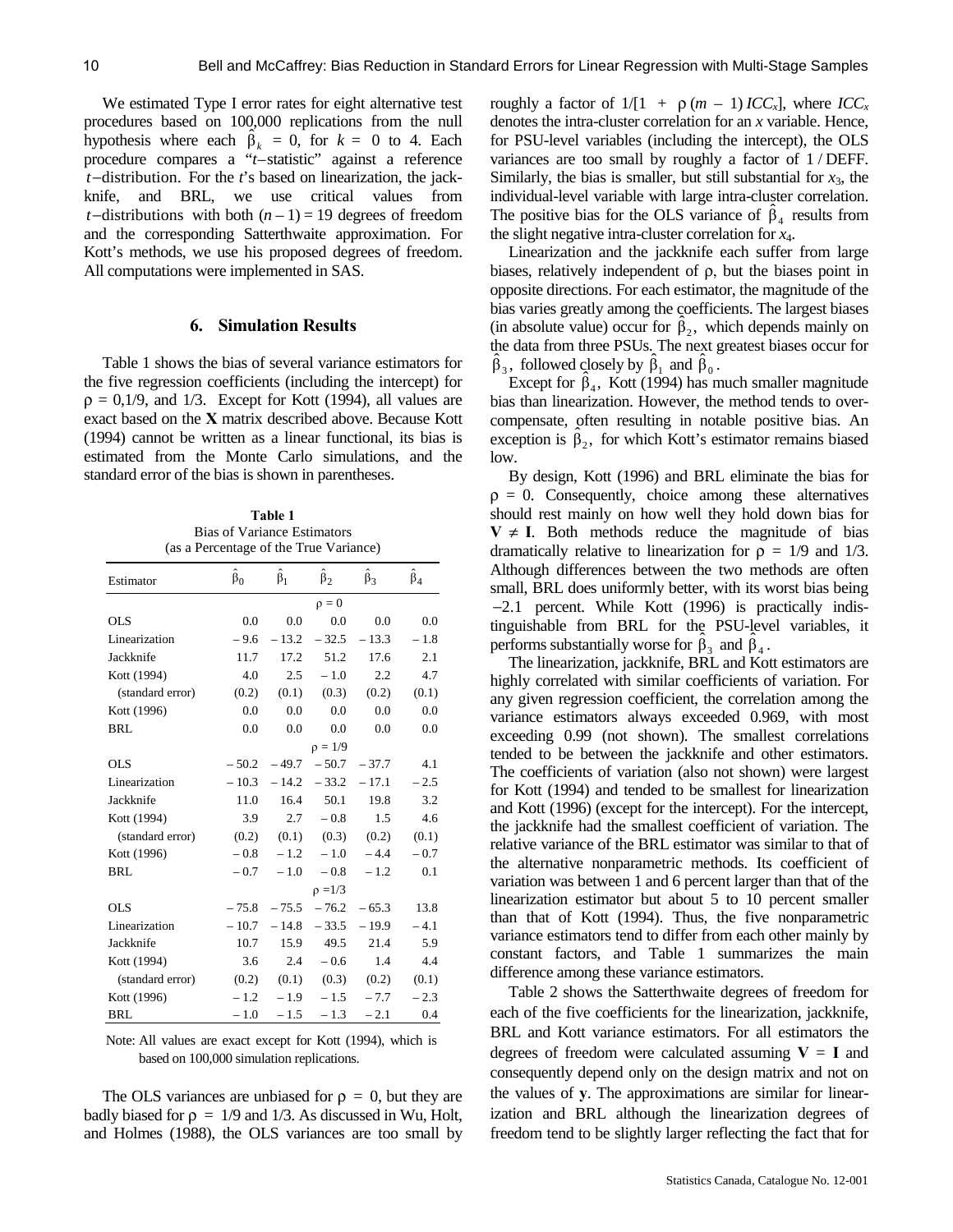We estimated Type I error rates for eight alternative test procedures based on 100,000 replications from the null hypothesis where each $\hat{\beta}_k = 0$, for $k = 0$ to 4. Each procedure compares a "$t$–statistic" against a reference $t$–distribution. For the $t$'s based on linearization, the jackknife, and BRL, we use critical values from $t$–distributions with both $(n-1) = 19$ degrees of freedom and the corresponding Satterthwaite approximation. For Kott's methods, we use his proposed degrees of freedom. All computations were implemented in SAS.

## 6. Simulation Results

Table 1 shows the bias of several variance estimators for the five regression coefficients (including the intercept) for $\rho = 0, 1/9$, and $1/3$. Except for Kott (1994), all values are exact based on the **X** matrix described above. Because Kott (1994) cannot be written as a linear functional, its bias is estimated from the Monte Carlo simulations, and the standard error of the bias is shown in parentheses.

**Table 1**
Bias of Variance Estimators
(as a Percentage of the True Variance)

| Estimator | $\hat{\beta}_0$ | $\hat{\beta}_1$ | $\hat{\beta}_2$ | $\hat{\beta}_3$ | $\hat{\beta}_4$ |
|---|---|---|---|---|---|
| | | | $\rho = 0$ | | |
| OLS | 0.0 | 0.0 | 0.0 | 0.0 | 0.0 |
| Linearization | – 9.6 | – 13.2 | – 32.5 | – 13.3 | – 1.8 |
| Jackknife | 11.7 | 17.2 | 51.2 | 17.6 | 2.1 |
| Kott (1994) | 4.0 | 2.5 | – 1.0 | 2.2 | 4.7 |
| (standard error) | (0.2) | (0.1) | (0.3) | (0.2) | (0.1) |
| Kott (1996) | 0.0 | 0.0 | 0.0 | 0.0 | 0.0 |
| BRL | 0.0 | 0.0 | 0.0 | 0.0 | 0.0 |
| | | | $\rho = 1/9$ | | |
| OLS | – 50.2 | – 49.7 | – 50.7 | – 37.7 | 4.1 |
| Linearization | – 10.3 | – 14.2 | – 33.2 | – 17.1 | – 2.5 |
| Jackknife | 11.0 | 16.4 | 50.1 | 19.8 | 3.2 |
| Kott (1994) | 3.9 | 2.7 | – 0.8 | 1.5 | 4.6 |
| (standard error) | (0.2) | (0.1) | (0.3) | (0.2) | (0.1) |
| Kott (1996) | – 0.8 | – 1.2 | – 1.0 | – 4.4 | – 0.7 |
| BRL | – 0.7 | – 1.0 | – 0.8 | – 1.2 | 0.1 |
| | | | $\rho = 1/3$ | | |
| OLS | – 75.8 | – 75.5 | – 76.2 | – 65.3 | 13.8 |
| Linearization | – 10.7 | – 14.8 | – 33.5 | – 19.9 | – 4.1 |
| Jackknife | 10.7 | 15.9 | 49.5 | 21.4 | 5.9 |
| Kott (1994) | 3.6 | 2.4 | – 0.6 | 1.4 | 4.4 |
| (standard error) | (0.2) | (0.1) | (0.3) | (0.2) | (0.1) |
| Kott (1996) | – 1.2 | – 1.9 | – 1.5 | – 7.7 | – 2.3 |
| BRL | – 1.0 | – 1.5 | – 1.3 | – 2.1 | 0.4 |

Note: All values are exact except for Kott (1994), which is based on 100,000 simulation replications.

The OLS variances are unbiased for $\rho = 0$, but they are badly biased for $\rho = 1/9$ and $1/3$. As discussed in Wu, Holt, and Holmes (1988), the OLS variances are too small by roughly a factor of $1/[1 + \rho(m-1) ICC_x]$, where $ICC_x$ denotes the intra-cluster correlation for an $x$ variable. Hence, for PSU-level variables (including the intercept), the OLS variances are too small by roughly a factor of $1/\text{DEFF}$. Similarly, the bias is smaller, but still substantial for $x_3$, the individual-level variable with large intra-cluster correlation. The positive bias for the OLS variance of $\hat{\beta}_4$ results from the slight negative intra-cluster correlation for $x_4$.

Linearization and the jackknife each suffer from large biases, relatively independent of $\rho$, but the biases point in opposite directions. For each estimator, the magnitude of the bias varies greatly among the coefficients. The largest biases (in absolute value) occur for $\hat{\beta}_2$, which depends mainly on the data from three PSUs. The next greatest biases occur for $\hat{\beta}_3$, followed closely by $\hat{\beta}_1$ and $\hat{\beta}_0$.

Except for $\hat{\beta}_4$, Kott (1994) has much smaller magnitude bias than linearization. However, the method tends to overcompensate, often resulting in notable positive bias. An exception is $\hat{\beta}_2$, for which Kott's estimator remains biased low.

By design, Kott (1996) and BRL eliminate the bias for $\rho = 0$. Consequently, choice among these alternatives should rest mainly on how well they hold down bias for $\mathbf{V} \neq \mathbf{I}$. Both methods reduce the magnitude of bias dramatically relative to linearization for $\rho = 1/9$ and $1/3$. Although differences between the two methods are often small, BRL does uniformly better, with its worst bias being $-2.1$ percent. While Kott (1996) is practically indistinguishable from BRL for the PSU-level variables, it performs substantially worse for $\hat{\beta}_3$ and $\hat{\beta}_4$.

The linearization, jackknife, BRL and Kott estimators are highly correlated with similar coefficients of variation. For any given regression coefficient, the correlation among the variance estimators always exceeded 0.969, with most exceeding 0.99 (not shown). The smallest correlations tended to be between the jackknife and other estimators. The coefficients of variation (also not shown) were largest for Kott (1994) and tended to be smallest for linearization and Kott (1996) (except for the intercept). For the intercept, the jackknife had the smallest coefficient of variation. The relative variance of the BRL estimator was similar to that of the alternative nonparametric methods. Its coefficient of variation was between 1 and 6 percent larger than that of the linearization estimator but about 5 to 10 percent smaller than that of Kott (1994). Thus, the five nonparametric variance estimators tend to differ from each other mainly by constant factors, and Table 1 summarizes the main difference among these variance estimators.

Table 2 shows the Satterthwaite degrees of freedom for each of the five coefficients for the linearization, jackknife, BRL and Kott variance estimators. For all estimators the degrees of freedom were calculated assuming $\mathbf{V} = \mathbf{I}$ and consequently depend only on the design matrix and not on the values of $\mathbf{y}$. The approximations are similar for linearization and BRL although the linearization degrees of freedom tend to be slightly larger reflecting the fact that for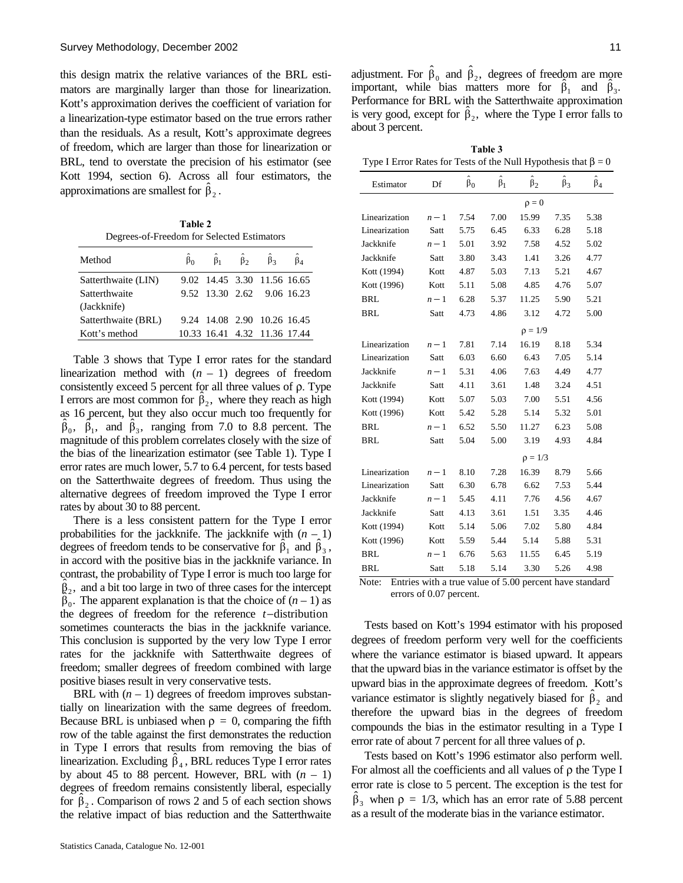this design matrix the relative variances of the BRL estimators are marginally larger than those for linearization. Kott's approximation derives the coefficient of variation for a linearization-type estimator based on the true errors rather than the residuals. As a result, Kott's approximate degrees of freedom, which are larger than those for linearization or BRL, tend to overstate the precision of his estimator (see Kott 1994, section 6). Across all four estimators, the approximations are smallest for $\hat{\beta}_2$.

**Table 2**
Degrees-of-Freedom for Selected Estimators

| Method | $\hat{\beta}_0$ | $\hat{\beta}_1$ | $\hat{\beta}_2$ | $\hat{\beta}_3$ | $\hat{\beta}_4$ |
|---|---|---|---|---|---|
| Satterthwaite (LIN) | 9.02 | 14.45 | 3.30 | 11.56 | 16.65 |
| Satterthwaite (Jackknife) | 9.52 | 13.30 | 2.62 | 9.06 | 16.23 |
| Satterthwaite (BRL) | 9.24 | 14.08 | 2.90 | 10.26 | 16.45 |
| Kott's method | 10.33 | 16.41 | 4.32 | 11.36 | 17.44 |

Table 3 shows that Type I error rates for the standard linearization method with $(n-1)$ degrees of freedom consistently exceed 5 percent for all three values of $\rho$. Type I errors are most common for $\hat{\beta}_2$, where they reach as high as 16 percent, but they also occur much too frequently for $\hat{\beta}_0$, $\hat{\beta}_1$, and $\hat{\beta}_3$, ranging from 7.0 to 8.8 percent. The magnitude of this problem correlates closely with the size of the bias of the linearization estimator (see Table 1). Type I error rates are much lower, 5.7 to 6.4 percent, for tests based on the Satterthwaite degrees of freedom. Thus using the alternative degrees of freedom improved the Type I error rates by about 30 to 88 percent.

There is a less consistent pattern for the Type I error probabilities for the jackknife. The jackknife with $(n-1)$ degrees of freedom tends to be conservative for $\hat{\beta}_1$ and $\hat{\beta}_3$, in accord with the positive bias in the jackknife variance. In contrast, the probability of Type I error is much too large for $\hat{\beta}_2$, and a bit too large in two of three cases for the intercept $\hat{\beta}_0$. The apparent explanation is that the choice of $(n-1)$ as the degrees of freedom for the reference $t$-distribution sometimes counteracts the bias in the jackknife variance. This conclusion is supported by the very low Type I error rates for the jackknife with Satterthwaite degrees of freedom; smaller degrees of freedom combined with large positive biases result in very conservative tests.

BRL with $(n-1)$ degrees of freedom improves substantially on linearization with the same degrees of freedom. Because BRL is unbiased when $\rho = 0$, comparing the fifth row of the table against the first demonstrates the reduction in Type I errors that results from removing the bias of linearization. Excluding $\hat{\beta}_4$, BRL reduces Type I error rates by about 45 to 88 percent. However, BRL with $(n-1)$ degrees of freedom remains consistently liberal, especially for $\hat{\beta}_2$. Comparison of rows 2 and 5 of each section shows the relative impact of bias reduction and the Satterthwaite adjustment. For $\hat{\beta}_0$ and $\hat{\beta}_2$, degrees of freedom are more important, while bias matters more for $\hat{\beta}_1$ and $\hat{\beta}_3$. Performance for BRL with the Satterthwaite approximation is very good, except for $\hat{\beta}_2$, where the Type I error falls to about 3 percent.

**Table 3**
Type I Error Rates for Tests of the Null Hypothesis that $\beta = 0$

| Estimator | Df | $\hat{\beta}_0$ | $\hat{\beta}_1$ | $\hat{\beta}_2$ | $\hat{\beta}_3$ | $\hat{\beta}_4$ |
|---|---|---|---|---|---|---|
| | | | | $\rho = 0$ | | |
| Linearization | $n-1$ | 7.54 | 7.00 | 15.99 | 7.35 | 5.38 |
| Linearization | Satt | 5.75 | 6.45 | 6.33 | 6.28 | 5.18 |
| Jackknife | $n-1$ | 5.01 | 3.92 | 7.58 | 4.52 | 5.02 |
| Jackknife | Satt | 3.80 | 3.43 | 1.41 | 3.26 | 4.77 |
| Kott (1994) | Kott | 4.87 | 5.03 | 7.13 | 5.21 | 4.67 |
| Kott (1996) | Kott | 5.11 | 5.08 | 4.85 | 4.76 | 5.07 |
| BRL | $n-1$ | 6.28 | 5.37 | 11.25 | 5.90 | 5.21 |
| BRL | Satt | 4.73 | 4.86 | 3.12 | 4.72 | 5.00 |
| | | | | $\rho = 1/9$ | | |
| Linearization | $n-1$ | 7.81 | 7.14 | 16.19 | 8.18 | 5.34 |
| Linearization | Satt | 6.03 | 6.60 | 6.43 | 7.05 | 5.14 |
| Jackknife | $n-1$ | 5.31 | 4.06 | 7.63 | 4.49 | 4.77 |
| Jackknife | Satt | 4.11 | 3.61 | 1.48 | 3.24 | 4.51 |
| Kott (1994) | Kott | 5.07 | 5.03 | 7.00 | 5.51 | 4.56 |
| Kott (1996) | Kott | 5.42 | 5.28 | 5.14 | 5.32 | 5.01 |
| BRL | $n-1$ | 6.52 | 5.50 | 11.27 | 6.23 | 5.08 |
| BRL | Satt | 5.04 | 5.00 | 3.19 | 4.93 | 4.84 |
| | | | | $\rho = 1/3$ | | |
| Linearization | $n-1$ | 8.10 | 7.28 | 16.39 | 8.79 | 5.66 |
| Linearization | Satt | 6.30 | 6.78 | 6.62 | 7.53 | 5.44 |
| Jackknife | $n-1$ | 5.45 | 4.11 | 7.76 | 4.56 | 4.67 |
| Jackknife | Satt | 4.13 | 3.61 | 1.51 | 3.35 | 4.46 |
| Kott (1994) | Kott | 5.14 | 5.06 | 7.02 | 5.80 | 4.84 |
| Kott (1996) | Kott | 5.59 | 5.44 | 5.14 | 5.88 | 5.31 |
| BRL | $n-1$ | 6.76 | 5.63 | 11.55 | 6.45 | 5.19 |
| BRL | Satt | 5.18 | 5.14 | 3.30 | 5.26 | 4.98 |

Note: Entries with a true value of 5.00 percent have standard errors of 0.07 percent.

Tests based on Kott's 1994 estimator with his proposed degrees of freedom perform very well for the coefficients where the variance estimator is biased upward. It appears that the upward bias in the variance estimator is offset by the upward bias in the approximate degrees of freedom. Kott's variance estimator is slightly negatively biased for $\hat{\beta}_2$ and therefore the upward bias in the degrees of freedom compounds the bias in the estimator resulting in a Type I error rate of about 7 percent for all three values of $\rho$.

Tests based on Kott's 1996 estimator also perform well. For almost all the coefficients and all values of $\rho$ the Type I error rate is close to 5 percent. The exception is the test for $\hat{\beta}_3$ when $\rho = 1/3$, which has an error rate of 5.88 percent as a result of the moderate bias in the variance estimator.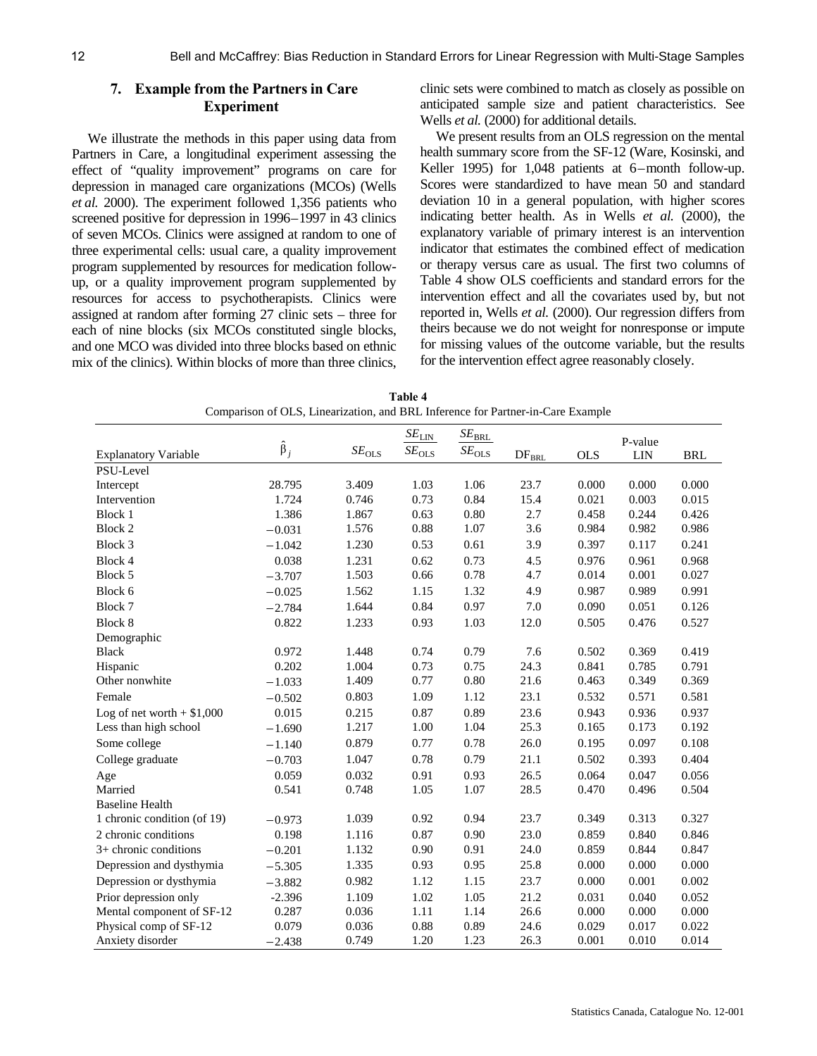## 7. Example from the Partners in Care Experiment

We illustrate the methods in this paper using data from Partners in Care, a longitudinal experiment assessing the effect of "quality improvement" programs on care for depression in managed care organizations (MCOs) (Wells *et al.* 2000). The experiment followed 1,356 patients who screened positive for depression in 1996–1997 in 43 clinics of seven MCOs. Clinics were assigned at random to one of three experimental cells: usual care, a quality improvement program supplemented by resources for medication follow-up, or a quality improvement program supplemented by resources for access to psychotherapists. Clinics were assigned at random after forming 27 clinic sets – three for each of nine blocks (six MCOs constituted single blocks, and one MCO was divided into three blocks based on ethnic mix of the clinics). Within blocks of more than three clinics, clinic sets were combined to match as closely as possible on anticipated sample size and patient characteristics. See Wells *et al.* (2000) for additional details.

We present results from an OLS regression on the mental health summary score from the SF-12 (Ware, Kosinski, and Keller 1995) for 1,048 patients at 6–month follow-up. Scores were standardized to have mean 50 and standard deviation 10 in a general population, with higher scores indicating better health. As in Wells *et al.* (2000), the explanatory variable of primary interest is an intervention indicator that estimates the combined effect of medication or therapy versus care as usual. The first two columns of Table 4 show OLS coefficients and standard errors for the intervention effect and all the covariates used by, but not reported in, Wells *et al.* (2000). Our regression differs from theirs because we do not weight for nonresponse or impute for missing values of the outcome variable, but the results for the intervention effect agree reasonably closely.

**Table 4**
Comparison of OLS, Linearization, and BRL Inference for Partner-in-Care Example

| Explanatory Variable | $\hat{\beta}_j$ | $SE_{\text{OLS}}$ | $\frac{SE_{\text{LIN}}}{SE_{\text{OLS}}}$ | $\frac{SE_{\text{BRL}}}{SE_{\text{OLS}}}$ | $\text{DF}_{\text{BRL}}$ | P-value OLS | P-value LIN | P-value BRL |
|---|---|---|---|---|---|---|---|---|
| PSU-Level | | | | | | | | |
| Intercept | 28.795 | 3.409 | 1.03 | 1.06 | 23.7 | 0.000 | 0.000 | 0.000 |
| Intervention | 1.724 | 0.746 | 0.73 | 0.84 | 15.4 | 0.021 | 0.003 | 0.015 |
| Block 1 | 1.386 | 1.867 | 0.63 | 0.80 | 2.7 | 0.458 | 0.244 | 0.426 |
| Block 2 | −0.031 | 1.576 | 0.88 | 1.07 | 3.6 | 0.984 | 0.982 | 0.986 |
| Block 3 | −1.042 | 1.230 | 0.53 | 0.61 | 3.9 | 0.397 | 0.117 | 0.241 |
| Block 4 | 0.038 | 1.231 | 0.62 | 0.73 | 4.5 | 0.976 | 0.961 | 0.968 |
| Block 5 | −3.707 | 1.503 | 0.66 | 0.78 | 4.7 | 0.014 | 0.001 | 0.027 |
| Block 6 | −0.025 | 1.562 | 1.15 | 1.32 | 4.9 | 0.987 | 0.989 | 0.991 |
| Block 7 | −2.784 | 1.644 | 0.84 | 0.97 | 7.0 | 0.090 | 0.051 | 0.126 |
| Block 8 | 0.822 | 1.233 | 0.93 | 1.03 | 12.0 | 0.505 | 0.476 | 0.527 |
| Demographic | | | | | | | | |
| Black | 0.972 | 1.448 | 0.74 | 0.79 | 7.6 | 0.502 | 0.369 | 0.419 |
| Hispanic | 0.202 | 1.004 | 0.73 | 0.75 | 24.3 | 0.841 | 0.785 | 0.791 |
| Other nonwhite | −1.033 | 1.409 | 0.77 | 0.80 | 21.6 | 0.463 | 0.349 | 0.369 |
| Female | −0.502 | 0.803 | 1.09 | 1.12 | 23.1 | 0.532 | 0.571 | 0.581 |
| Log of net worth + $1,000 | 0.015 | 0.215 | 0.87 | 0.89 | 23.6 | 0.943 | 0.936 | 0.937 |
| Less than high school | −1.690 | 1.217 | 1.00 | 1.04 | 25.3 | 0.165 | 0.173 | 0.192 |
| Some college | −1.140 | 0.879 | 0.77 | 0.78 | 26.0 | 0.195 | 0.097 | 0.108 |
| College graduate | −0.703 | 1.047 | 0.78 | 0.79 | 21.1 | 0.502 | 0.393 | 0.404 |
| Age | 0.059 | 0.032 | 0.91 | 0.93 | 26.5 | 0.064 | 0.047 | 0.056 |
| Married | 0.541 | 0.748 | 1.05 | 1.07 | 28.5 | 0.470 | 0.496 | 0.504 |
| Baseline Health | | | | | | | | |
| 1 chronic condition (of 19) | −0.973 | 1.039 | 0.92 | 0.94 | 23.7 | 0.349 | 0.313 | 0.327 |
| 2 chronic conditions | 0.198 | 1.116 | 0.87 | 0.90 | 23.0 | 0.859 | 0.840 | 0.846 |
| 3+ chronic conditions | −0.201 | 1.132 | 0.90 | 0.91 | 24.0 | 0.859 | 0.844 | 0.847 |
| Depression and dysthymia | −5.305 | 1.335 | 0.93 | 0.95 | 25.8 | 0.000 | 0.000 | 0.000 |
| Depression or dysthymia | −3.882 | 0.982 | 1.12 | 1.15 | 23.7 | 0.000 | 0.001 | 0.002 |
| Prior depression only | -2.396 | 1.109 | 1.02 | 1.05 | 21.2 | 0.031 | 0.040 | 0.052 |
| Mental component of SF-12 | 0.287 | 0.036 | 1.11 | 1.14 | 26.6 | 0.000 | 0.000 | 0.000 |
| Physical comp of SF-12 | 0.079 | 0.036 | 0.88 | 0.89 | 24.6 | 0.029 | 0.017 | 0.022 |
| Anxiety disorder | −2.438 | 0.749 | 1.20 | 1.23 | 26.3 | 0.001 | 0.010 | 0.014 |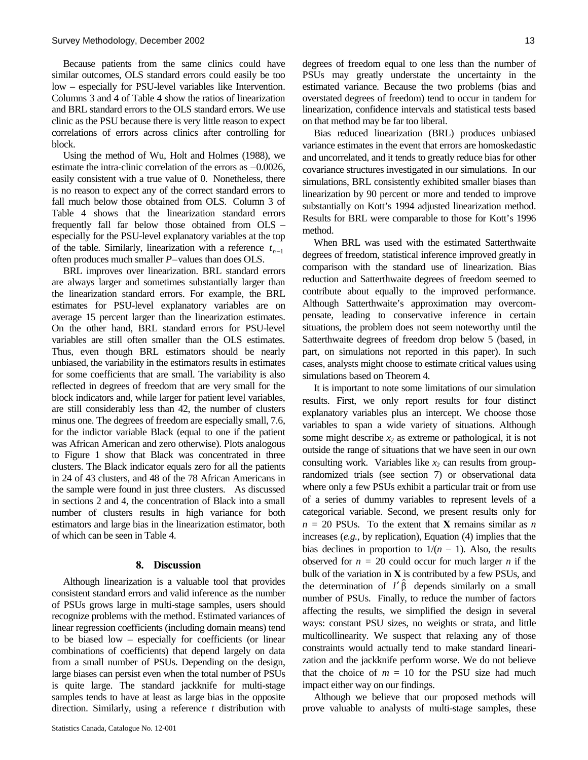Because patients from the same clinics could have similar outcomes, OLS standard errors could easily be too low – especially for PSU-level variables like Intervention. Columns 3 and 4 of Table 4 show the ratios of linearization and BRL standard errors to the OLS standard errors. We use clinic as the PSU because there is very little reason to expect correlations of errors across clinics after controlling for block.

Using the method of Wu, Holt and Holmes (1988), we estimate the intra-clinic correlation of the errors as –0.0026, easily consistent with a true value of 0. Nonetheless, there is no reason to expect any of the correct standard errors to fall much below those obtained from OLS. Column 3 of Table 4 shows that the linearization standard errors frequently fall far below those obtained from OLS – especially for the PSU-level explanatory variables at the top of the table. Similarly, linearization with a reference $t_{n-1}$ often produces much smaller $P$–values than does OLS.

BRL improves over linearization. BRL standard errors are always larger and sometimes substantially larger than the linearization standard errors. For example, the BRL estimates for PSU-level explanatory variables are on average 15 percent larger than the linearization estimates. On the other hand, BRL standard errors for PSU-level variables are still often smaller than the OLS estimates. Thus, even though BRL estimators should be nearly unbiased, the variability in the estimators results in estimates for some coefficients that are small. The variability is also reflected in degrees of freedom that are very small for the block indicators and, while larger for patient level variables, are still considerably less than 42, the number of clusters minus one. The degrees of freedom are especially small, 7.6, for the indictor variable Black (equal to one if the patient was African American and zero otherwise). Plots analogous to Figure 1 show that Black was concentrated in three clusters. The Black indicator equals zero for all the patients in 24 of 43 clusters, and 48 of the 78 African Americans in the sample were found in just three clusters. As discussed in sections 2 and 4, the concentration of Black into a small number of clusters results in high variance for both estimators and large bias in the linearization estimator, both of which can be seen in Table 4.

## 8. Discussion

Although linearization is a valuable tool that provides consistent standard errors and valid inference as the number of PSUs grows large in multi-stage samples, users should recognize problems with the method. Estimated variances of linear regression coefficients (including domain means) tend to be biased low – especially for coefficients (or linear combinations of coefficients) that depend largely on data from a small number of PSUs. Depending on the design, large biases can persist even when the total number of PSUs is quite large. The standard jackknife for multi-stage samples tends to have at least as large bias in the opposite direction. Similarly, using a reference $t$ distribution with degrees of freedom equal to one less than the number of PSUs may greatly understate the uncertainty in the estimated variance. Because the two problems (bias and overstated degrees of freedom) tend to occur in tandem for linearization, confidence intervals and statistical tests based on that method may be far too liberal.

Bias reduced linearization (BRL) produces unbiased variance estimates in the event that errors are homoskedastic and uncorrelated, and it tends to greatly reduce bias for other covariance structures investigated in our simulations. In our simulations, BRL consistently exhibited smaller biases than linearization by 90 percent or more and tended to improve substantially on Kott's 1994 adjusted linearization method. Results for BRL were comparable to those for Kott's 1996 method.

When BRL was used with the estimated Satterthwaite degrees of freedom, statistical inference improved greatly in comparison with the standard use of linearization. Bias reduction and Satterthwaite degrees of freedom seemed to contribute about equally to the improved performance. Although Satterthwaite's approximation may overcompensate, leading to conservative inference in certain situations, the problem does not seem noteworthy until the Satterthwaite degrees of freedom drop below 5 (based, in part, on simulations not reported in this paper). In such cases, analysts might choose to estimate critical values using simulations based on Theorem 4.

It is important to note some limitations of our simulation results. First, we only report results for four distinct explanatory variables plus an intercept. We choose those variables to span a wide variety of situations. Although some might describe $x_2$ as extreme or pathological, it is not outside the range of situations that we have seen in our own consulting work. Variables like $x_2$ can results from group-randomized trials (see section 7) or observational data where only a few PSUs exhibit a particular trait or from use of a series of dummy variables to represent levels of a categorical variable. Second, we present results only for $n = 20$ PSUs. To the extent that $\mathbf{X}$ remains similar as $n$ increases (*e.g.*, by replication), Equation (4) implies that the bias declines in proportion to $1/(n - 1)$. Also, the results observed for $n = 20$ could occur for much larger $n$ if the bulk of the variation in $\mathbf{X}$ is contributed by a few PSUs, and the determination of $l'\hat{\beta}$ depends similarly on a small number of PSUs. Finally, to reduce the number of factors affecting the results, we simplified the design in several ways: constant PSU sizes, no weights or strata, and little multicollinearity. We suspect that relaxing any of those constraints would actually tend to make standard linearization and the jackknife perform worse. We do not believe that the choice of $m = 10$ for the PSU size had much impact either way on our findings.

Although we believe that our proposed methods will prove valuable to analysts of multi-stage samples, these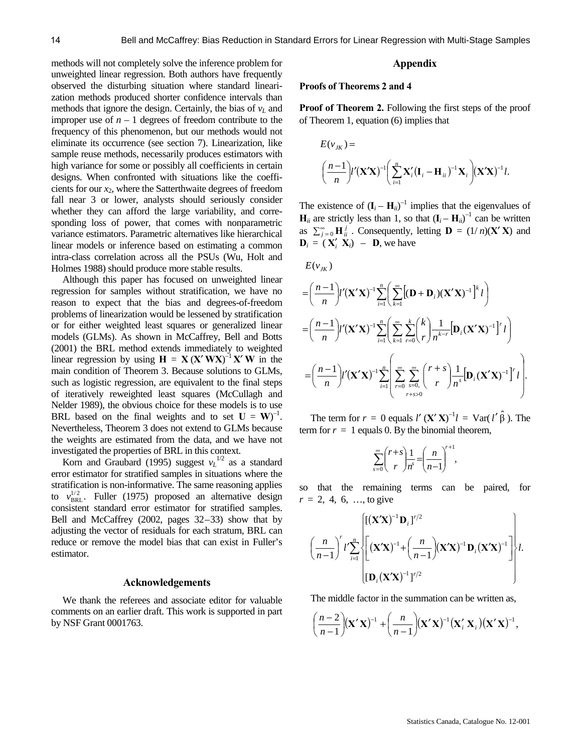methods will not completely solve the inference problem for unweighted linear regression. Both authors have frequently observed the disturbing situation where standard linearization methods produced shorter confidence intervals than methods that ignore the design. Certainly, the bias of $v_L$ and improper use of $n - 1$ degrees of freedom contribute to the frequency of this phenomenon, but our methods would not eliminate its occurrence (see section 7). Linearization, like sample reuse methods, necessarily produces estimators with high variance for some or possibly all coefficients in certain designs. When confronted with situations like the coefficients for our $x_2$, where the Satterthwaite degrees of freedom fall near 3 or lower, analysts should seriously consider whether they can afford the large variability, and corresponding loss of power, that comes with nonparametric variance estimators. Parametric alternatives like hierarchical linear models or inference based on estimating a common intra-class correlation across all the PSUs (Wu, Holt and Holmes 1988) should produce more stable results.

Although this paper has focused on unweighted linear regression for samples without stratification, we have no reason to expect that the bias and degrees-of-freedom problems of linearization would be lessened by stratification or for either weighted least squares or generalized linear models (GLMs). As shown in McCaffrey, Bell and Botts (2001) the BRL method extends immediately to weighted linear regression by using $\mathbf{H} = \mathbf{X}(\mathbf{X}'\mathbf{W}\mathbf{X})^{-1}\mathbf{X}'\mathbf{W}$ in the main condition of Theorem 3. Because solutions to GLMs, such as logistic regression, are equivalent to the final steps of iteratively reweighted least squares (McCullagh and Nelder 1989), the obvious choice for these models is to use BRL based on the final weights and to set $\mathbf{U} = \mathbf{W})^{-1}$. Nevertheless, Theorem 3 does not extend to GLMs because the weights are estimated from the data, and we have not investigated the properties of BRL in this context.

Korn and Graubard (1995) suggest $v_L^{1/2}$ as a standard error estimator for stratified samples in situations where the stratification is non-informative. The same reasoning applies to $v_{\text{BRL}}^{1/2}$. Fuller (1975) proposed an alternative design consistent standard error estimator for stratified samples. Bell and McCaffrey (2002, pages 32–33) show that by adjusting the vector of residuals for each stratum, BRL can reduce or remove the model bias that can exist in Fuller's estimator.

## Acknowledgements

We thank the referees and associate editor for valuable comments on an earlier draft. This work is supported in part by NSF Grant 0001763.

## Appendix

### Proofs of Theorems 2 and 4

**Proof of Theorem 2.** Following the first steps of the proof of Theorem 1, equation (6) implies that

$$E(v_{JK}) = \left(\frac{n-1}{n}\right) l'(\mathbf{X}'\mathbf{X})^{-1}\left(\sum_{i=1}^{n}\mathbf{X}_i'(\mathbf{I}_i - \mathbf{H}_{ii})^{-1}\mathbf{X}_i\right)(\mathbf{X}'\mathbf{X})^{-1} l.$$

The existence of $(\mathbf{I}_i - \mathbf{H}_{ii})^{-1}$ implies that the eigenvalues of $\mathbf{H}_{ii}$ are strictly less than 1, so that $(\mathbf{I}_i - \mathbf{H}_{ii})^{-1}$ can be written as $\sum_{j=0}^{\infty}\mathbf{H}_{ii}^{j}$. Consequently, letting $\mathbf{D} = (1/n)(\mathbf{X}'\mathbf{X})$ and $\mathbf{D}_i = (\mathbf{X}_i'\mathbf{X}_i) - \mathbf{D}$, we have

$$\begin{aligned}
&E(v_{JK}) \\
&= \left(\frac{n-1}{n}\right) l'(\mathbf{X}'\mathbf{X})^{-1}\sum_{i=1}^{n}\left(\sum_{k=1}^{\infty}\left[(\mathbf{D}+\mathbf{D}_i)(\mathbf{X}'\mathbf{X})^{-1}\right]^k l\right) \\
&= \left(\frac{n-1}{n}\right) l'(\mathbf{X}'\mathbf{X})^{-1}\sum_{i=1}^{n}\left(\sum_{k=1}^{\infty}\sum_{r=0}^{k}\binom{k}{r}\frac{1}{n^{k-r}}\left[\mathbf{D}_i(\mathbf{X}'\mathbf{X})^{-1}\right]^r l\right) \\
&= \left(\frac{n-1}{n}\right) l'(\mathbf{X}'\mathbf{X})^{-1}\sum_{i=1}^{n}\left(\sum_{r=0}^{\infty}\sum_{\substack{s=0,\\ r+s>0}}^{\infty}\binom{r+s}{r}\frac{1}{n^s}\left[\mathbf{D}_i(\mathbf{X}'\mathbf{X})^{-1}\right]^r l\right).
\end{aligned}$$

The term for $r = 0$ equals $l'(\mathbf{X}'\mathbf{X})^{-1}l = \text{Var}(l'\hat{\beta})$. The term for $r = 1$ equals 0. By the binomial theorem,

$$\sum_{s=0}^{\infty}\binom{r+s}{r}\frac{1}{n^s} = \left(\frac{n}{n-1}\right)^{r+1},$$

so that the remaining terms can be paired, for $r = 2, 4, 6, \ldots$, to give

$$\left(\frac{n}{n-1}\right)^r l'\sum_{i=1}^{n}\left\{\begin{matrix}[(\mathbf{X}'\mathbf{X})^{-1}\mathbf{D}_i]^{r/2} \\ \left[(\mathbf{X}'\mathbf{X})^{-1} + \left(\frac{n}{n-1}\right)(\mathbf{X}'\mathbf{X})^{-1}\mathbf{D}_i(\mathbf{X}'\mathbf{X})^{-1}\right] \\ [\mathbf{D}_i(\mathbf{X}'\mathbf{X})^{-1}]^{r/2}\end{matrix}\right\} l.$$

The middle factor in the summation can be written as,

$$\left(\frac{n-2}{n-1}\right)(\mathbf{X}'\mathbf{X})^{-1} + \left(\frac{n}{n-1}\right)(\mathbf{X}'\mathbf{X})^{-1}(\mathbf{X}_i'\mathbf{X}_i)(\mathbf{X}'\mathbf{X})^{-1},$$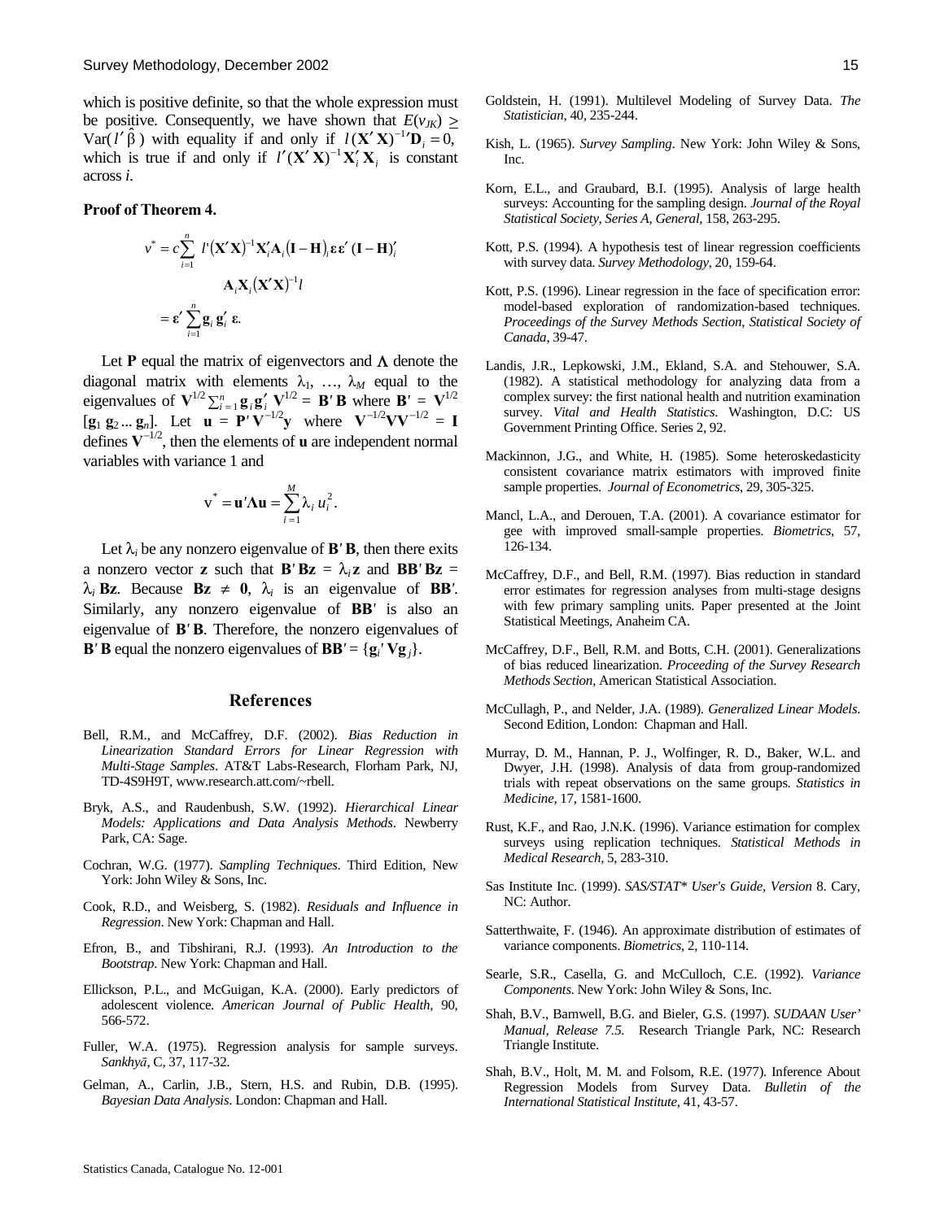which is positive definite, so that the whole expression must be positive. Consequently, we have shown that $E(v_{JK}) \geq \text{Var}(l'\hat{\beta})$ with equality if and only if $l(\mathbf{X}'\mathbf{X})^{-1\prime}\mathbf{D}_i = 0$, which is true if and only if $l'(\mathbf{X}'\mathbf{X})^{-1}\mathbf{X}_i'\mathbf{X}_i$ is constant across $i$.

**Proof of Theorem 4.**

$$v^* = c\sum_{i=1}^{n} l'(\mathbf{X}'\mathbf{X})^{-1}\mathbf{X}_i'\mathbf{A}_i(\mathbf{I}-\mathbf{H})_i \boldsymbol{\varepsilon}\boldsymbol{\varepsilon}'(\mathbf{I}-\mathbf{H})_i' \mathbf{A}_i\mathbf{X}_i(\mathbf{X}'\mathbf{X})^{-1}l$$

$$= \boldsymbol{\varepsilon}' \sum_{i=1}^{n} \mathbf{g}_i\mathbf{g}_i' \,\boldsymbol{\varepsilon}.$$

Let $\mathbf{P}$ equal the matrix of eigenvectors and $\Lambda$ denote the diagonal matrix with elements $\lambda_1, \ldots, \lambda_M$ equal to the eigenvalues of $\mathbf{V}^{1/2}\sum_{i=1}^{n}\mathbf{g}_i\mathbf{g}_i'\mathbf{V}^{1/2} = \mathbf{B}'\mathbf{B}$ where $\mathbf{B}' = \mathbf{V}^{1/2}[\mathbf{g}_1\,\mathbf{g}_2\ldots\mathbf{g}_n]$. Let $\mathbf{u} = \mathbf{P}'\mathbf{V}^{-1/2}\mathbf{y}$ where $\mathbf{V}^{-1/2}\mathbf{V}\mathbf{V}^{-1/2} = \mathbf{I}$ defines $\mathbf{V}^{-1/2}$, then the elements of $\mathbf{u}$ are independent normal variables with variance 1 and

$$v^* = \mathbf{u}'\Lambda\mathbf{u} = \sum_{i=1}^{M}\lambda_i u_i^2.$$

Let $\lambda_i$ be any nonzero eigenvalue of $\mathbf{B}'\mathbf{B}$, then there exits a nonzero vector $\mathbf{z}$ such that $\mathbf{B}'\mathbf{B}\mathbf{z} = \lambda_i\mathbf{z}$ and $\mathbf{B}\mathbf{B}'\mathbf{B}\mathbf{z} = \lambda_i\mathbf{B}\mathbf{z}$. Because $\mathbf{B}\mathbf{z} \neq \mathbf{0}$, $\lambda_i$ is an eigenvalue of $\mathbf{B}\mathbf{B}'$. Similarly, any nonzero eigenvalue of $\mathbf{B}\mathbf{B}'$ is also an eigenvalue of $\mathbf{B}'\mathbf{B}$. Therefore, the nonzero eigenvalues of $\mathbf{B}'\mathbf{B}$ equal the nonzero eigenvalues of $\mathbf{B}\mathbf{B}' = \{\mathbf{g}_i'\mathbf{V}\mathbf{g}_j\}$.

## References

Bell, R.M., and McCaffrey, D.F. (2002). *Bias Reduction in Linearization Standard Errors for Linear Regression with Multi-Stage Samples*. AT&T Labs-Research, Florham Park, NJ, TD-4S9H9T, www.research.att.com/~rbell.

Bryk, A.S., and Raudenbush, S.W. (1992). *Hierarchical Linear Models: Applications and Data Analysis Methods*. Newberry Park, CA: Sage.

Cochran, W.G. (1977). *Sampling Techniques*. Third Edition, New York: John Wiley & Sons, Inc.

Cook, R.D., and Weisberg, S. (1982). *Residuals and Influence in Regression*. New York: Chapman and Hall.

Efron, B., and Tibshirani, R.J. (1993). *An Introduction to the Bootstrap*. New York: Chapman and Hall.

Ellickson, P.L., and McGuigan, K.A. (2000). Early predictors of adolescent violence. *American Journal of Public Health*, 90, 566-572.

Fuller, W.A. (1975). Regression analysis for sample surveys. *Sankhyā*, C, 37, 117-32.

Gelman, A., Carlin, J.B., Stern, H.S. and Rubin, D.B. (1995). *Bayesian Data Analysis*. London: Chapman and Hall.

Goldstein, H. (1991). Multilevel Modeling of Survey Data. *The Statistician*, 40, 235-244.

Kish, L. (1965). *Survey Sampling*. New York: John Wiley & Sons, Inc.

Korn, E.L., and Graubard, B.I. (1995). Analysis of large health surveys: Accounting for the sampling design. *Journal of the Royal Statistical Society*, *Series A, General*, 158, 263-295.

Kott, P.S. (1994). A hypothesis test of linear regression coefficients with survey data. *Survey Methodology*, 20, 159-64.

Kott, P.S. (1996). Linear regression in the face of specification error: model-based exploration of randomization-based techniques. *Proceedings of the Survey Methods Section, Statistical Society of Canada*, 39-47.

Landis, J.R., Lepkowski, J.M., Ekland, S.A. and Stehouwer, S.A. (1982). A statistical methodology for analyzing data from a complex survey: the first national health and nutrition examination survey. *Vital and Health Statistics*. Washington, D.C: US Government Printing Office. Series 2, 92.

Mackinnon, J.G., and White, H. (1985). Some heteroskedasticity consistent covariance matrix estimators with improved finite sample properties. *Journal of Econometrics*, 29, 305-325.

Mancl, L.A., and Derouen, T.A. (2001). A covariance estimator for gee with improved small-sample properties. *Biometrics*, 57, 126-134.

McCaffrey, D.F., and Bell, R.M. (1997). Bias reduction in standard error estimates for regression analyses from multi-stage designs with few primary sampling units. Paper presented at the Joint Statistical Meetings, Anaheim CA.

McCaffrey, D.F., Bell, R.M. and Botts, C.H. (2001). Generalizations of bias reduced linearization. *Proceeding of the Survey Research Methods Section*, American Statistical Association.

McCullagh, P., and Nelder, J.A. (1989). *Generalized Linear Models*. Second Edition, London: Chapman and Hall.

Murray, D. M., Hannan, P. J., Wolfinger, R. D., Baker, W.L. and Dwyer, J.H. (1998). Analysis of data from group-randomized trials with repeat observations on the same groups. *Statistics in Medicine*, 17, 1581-1600.

Rust, K.F., and Rao, J.N.K. (1996). Variance estimation for complex surveys using replication techniques. *Statistical Methods in Medical Research*, 5, 283-310.

Sas Institute Inc. (1999). *SAS/STAT* User's Guide, Version* 8. Cary, NC: Author.

Satterthwaite, F. (1946). An approximate distribution of estimates of variance components. *Biometrics*, 2, 110-114.

Searle, S.R., Casella, G. and McCulloch, C.E. (1992). *Variance Components*. New York: John Wiley & Sons, Inc.

Shah, B.V., Barnwell, B.G. and Bieler, G.S. (1997). *SUDAAN User' Manual, Release 7.5*. Research Triangle Park, NC: Research Triangle Institute.

Shah, B.V., Holt, M. M. and Folsom, R.E. (1977). Inference About Regression Models from Survey Data. *Bulletin of the International Statistical Institute*, 41, 43-57.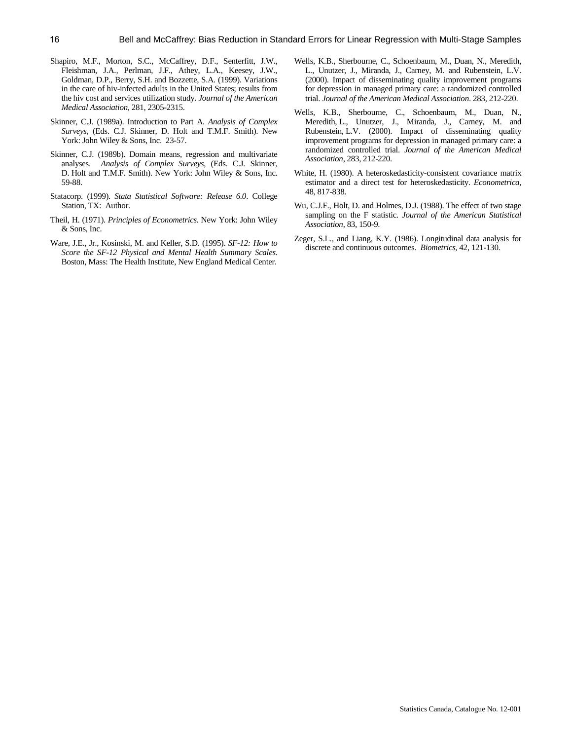Shapiro, M.F., Morton, S.C., McCaffrey, D.F., Senterfitt, J.W., Fleishman, J.A., Perlman, J.F., Athey, L.A., Keesey, J.W., Goldman, D.P., Berry, S.H. and Bozzette, S.A. (1999). Variations in the care of hiv-infected adults in the United States; results from the hiv cost and services utilization study. *Journal of the American Medical Association*, 281, 2305-2315.

Skinner, C.J. (1989a). Introduction to Part A. *Analysis of Complex Surveys*, (Eds. C.J. Skinner, D. Holt and T.M.F. Smith). New York: John Wiley & Sons, Inc. 23-57.

Skinner, C.J. (1989b). Domain means, regression and multivariate analyses. *Analysis of Complex Surveys*, (Eds. C.J. Skinner, D. Holt and T.M.F. Smith). New York: John Wiley & Sons, Inc. 59-88.

Statacorp. (1999). *Stata Statistical Software: Release 6.0*. College Station, TX: Author.

Theil, H. (1971). *Principles of Econometrics.* New York: John Wiley & Sons, Inc.

Ware, J.E., Jr., Kosinski, M. and Keller, S.D. (1995). *SF-12: How to Score the SF-12 Physical and Mental Health Summary Scales.* Boston, Mass: The Health Institute, New England Medical Center.

Wells, K.B., Sherbourne, C., Schoenbaum, M., Duan, N., Meredith, L., Unutzer, J., Miranda, J., Carney, M. and Rubenstein, L.V. (2000). Impact of disseminating quality improvement programs for depression in managed primary care: a randomized controlled trial. *Journal of the American Medical Association*. 283, 212-220.

Wells, K.B., Sherbourne, C., Schoenbaum, M., Duan, N., Meredith, L., Unutzer, J., Miranda, J., Carney, M. and Rubenstein, L.V. (2000). Impact of disseminating quality improvement programs for depression in managed primary care: a randomized controlled trial. *Journal of the American Medical Association*, 283, 212-220.

White, H. (1980). A heteroskedasticity-consistent covariance matrix estimator and a direct test for heteroskedasticity. *Econometrica*, 48, 817-838.

Wu, C.J.F., Holt, D. and Holmes, D.J. (1988). The effect of two stage sampling on the F statistic. *Journal of the American Statistical Association*, 83, 150-9.

Zeger, S.L., and Liang, K.Y. (1986). Longitudinal data analysis for discrete and continuous outcomes. *Biometrics*, 42, 121-130.